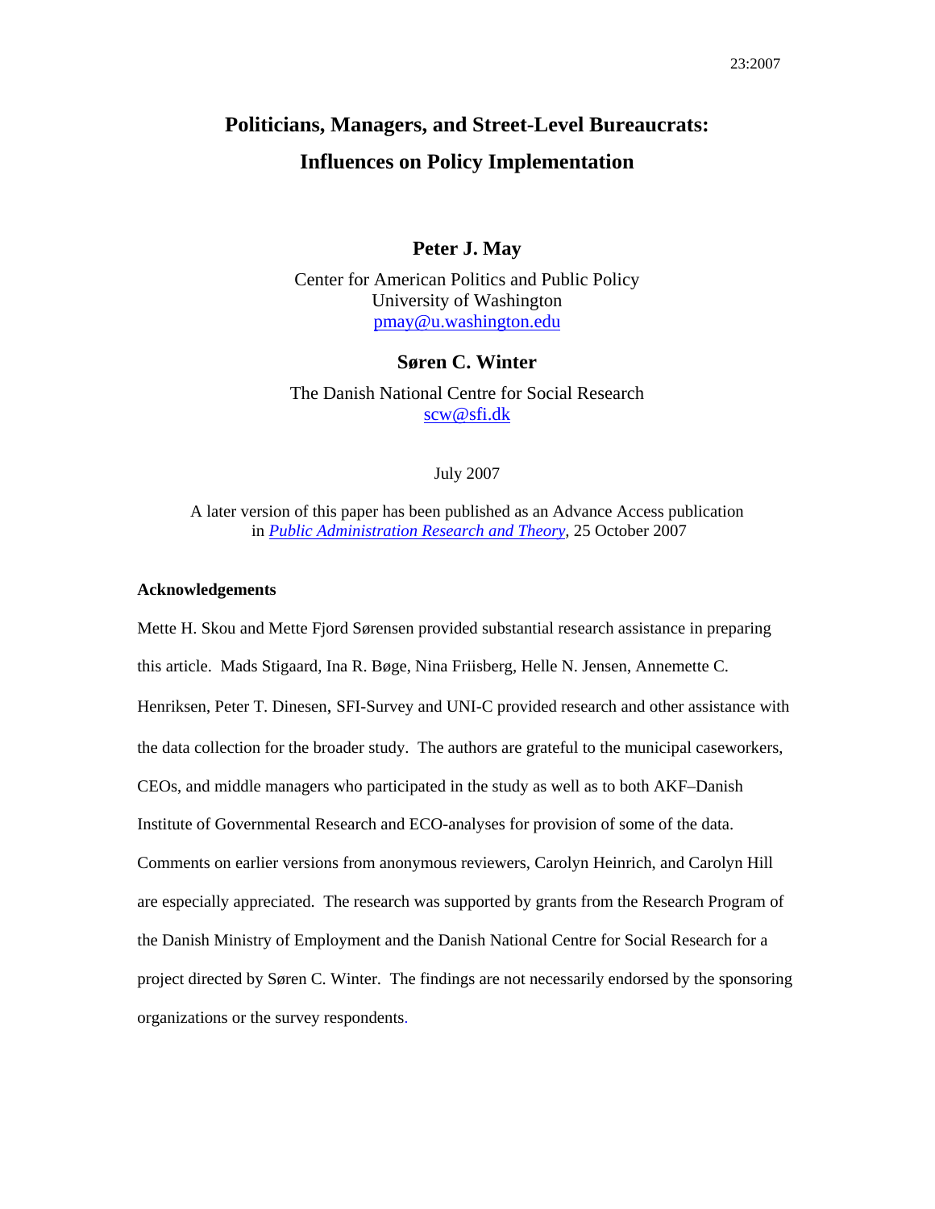23:2007

# Politicians, Managers, and Street-Level Bureaucrats: Influences on Policy Implementation

**Peter J. May**

Center for American Politics and Public Policy
University of Washington
pmay@u.washington.edu

**Søren C. Winter**

The Danish National Centre for Social Research
scw@sfi.dk

July 2007

A later version of this paper has been published as an Advance Access publication in *Public Administration Research and Theory*, 25 October 2007

**Acknowledgements**

Mette H. Skou and Mette Fjord Sørensen provided substantial research assistance in preparing this article. Mads Stigaard, Ina R. Bøge, Nina Friisberg, Helle N. Jensen, Annemette C. Henriksen, Peter T. Dinesen, SFI-Survey and UNI-C provided research and other assistance with the data collection for the broader study. The authors are grateful to the municipal caseworkers, CEOs, and middle managers who participated in the study as well as to both AKF–Danish Institute of Governmental Research and ECO-analyses for provision of some of the data. Comments on earlier versions from anonymous reviewers, Carolyn Heinrich, and Carolyn Hill are especially appreciated. The research was supported by grants from the Research Program of the Danish Ministry of Employment and the Danish National Centre for Social Research for a project directed by Søren C. Winter. The findings are not necessarily endorsed by the sponsoring organizations or the survey respondents.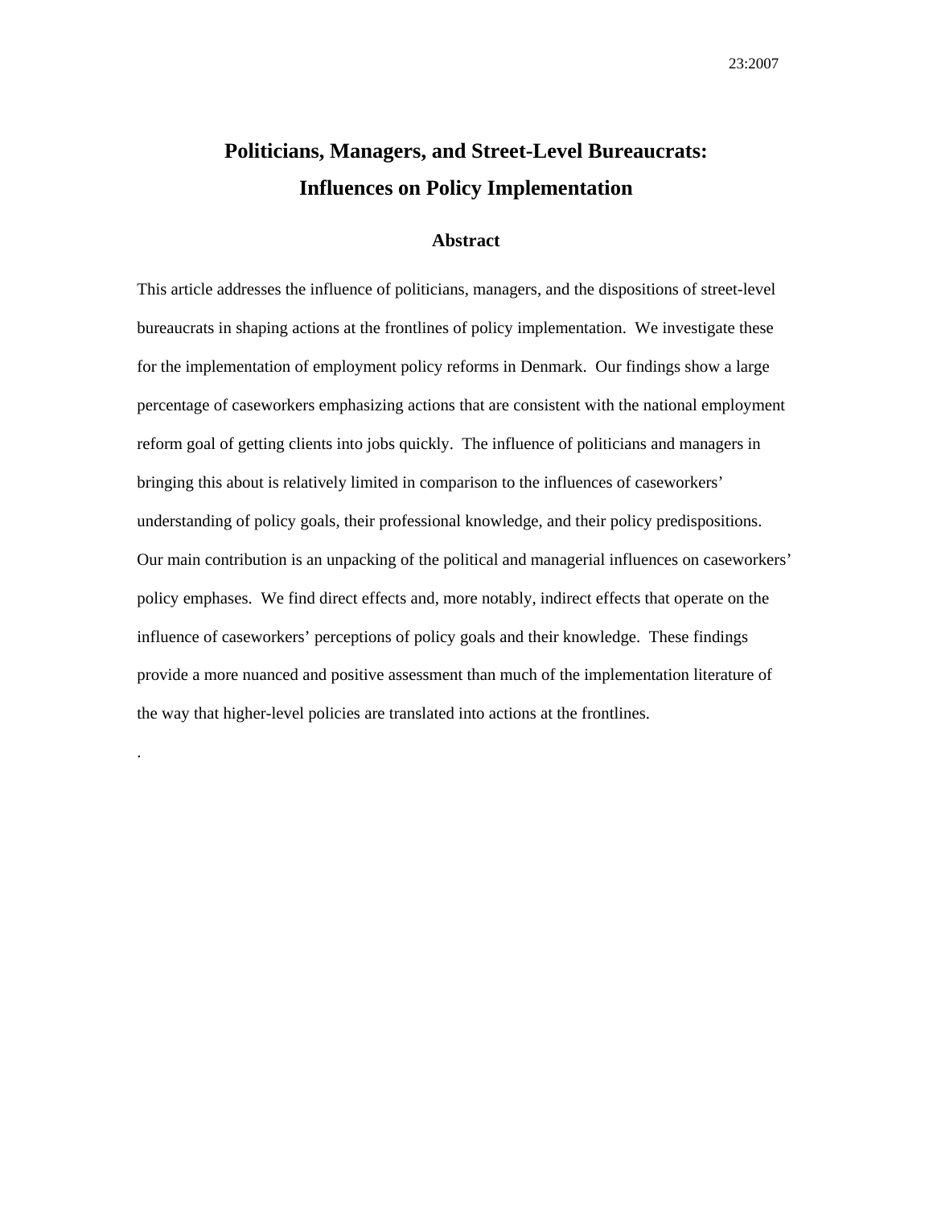# Politicians, Managers, and Street-Level Bureaucrats: Influences on Policy Implementation

## Abstract

This article addresses the influence of politicians, managers, and the dispositions of street-level bureaucrats in shaping actions at the frontlines of policy implementation. We investigate these for the implementation of employment policy reforms in Denmark. Our findings show a large percentage of caseworkers emphasizing actions that are consistent with the national employment reform goal of getting clients into jobs quickly. The influence of politicians and managers in bringing this about is relatively limited in comparison to the influences of caseworkers' understanding of policy goals, their professional knowledge, and their policy predispositions. Our main contribution is an unpacking of the political and managerial influences on caseworkers' policy emphases. We find direct effects and, more notably, indirect effects that operate on the influence of caseworkers' perceptions of policy goals and their knowledge. These findings provide a more nuanced and positive assessment than much of the implementation literature of the way that higher-level policies are translated into actions at the frontlines.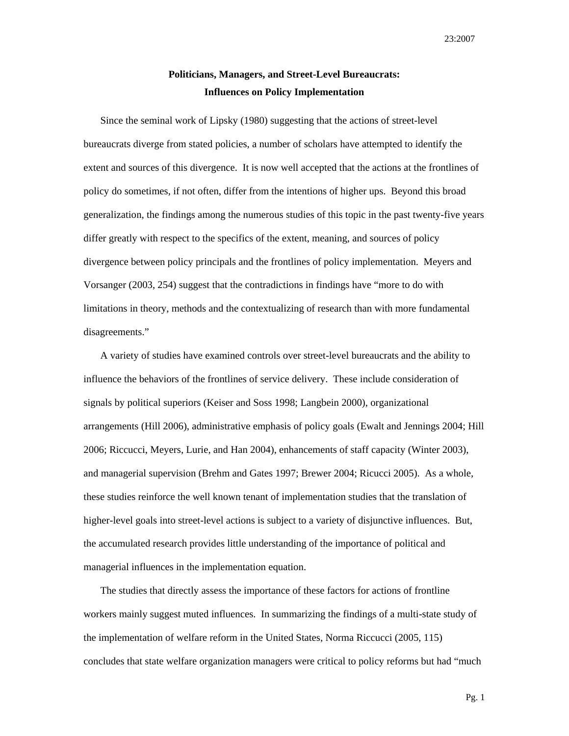# Politicians, Managers, and Street-Level Bureaucrats: Influences on Policy Implementation

Since the seminal work of Lipsky (1980) suggesting that the actions of street-level bureaucrats diverge from stated policies, a number of scholars have attempted to identify the extent and sources of this divergence. It is now well accepted that the actions at the frontlines of policy do sometimes, if not often, differ from the intentions of higher ups. Beyond this broad generalization, the findings among the numerous studies of this topic in the past twenty-five years differ greatly with respect to the specifics of the extent, meaning, and sources of policy divergence between policy principals and the frontlines of policy implementation. Meyers and Vorsanger (2003, 254) suggest that the contradictions in findings have "more to do with limitations in theory, methods and the contextualizing of research than with more fundamental disagreements."

A variety of studies have examined controls over street-level bureaucrats and the ability to influence the behaviors of the frontlines of service delivery. These include consideration of signals by political superiors (Keiser and Soss 1998; Langbein 2000), organizational arrangements (Hill 2006), administrative emphasis of policy goals (Ewalt and Jennings 2004; Hill 2006; Riccucci, Meyers, Lurie, and Han 2004), enhancements of staff capacity (Winter 2003), and managerial supervision (Brehm and Gates 1997; Brewer 2004; Ricucci 2005). As a whole, these studies reinforce the well known tenant of implementation studies that the translation of higher-level goals into street-level actions is subject to a variety of disjunctive influences. But, the accumulated research provides little understanding of the importance of political and managerial influences in the implementation equation.

The studies that directly assess the importance of these factors for actions of frontline workers mainly suggest muted influences. In summarizing the findings of a multi-state study of the implementation of welfare reform in the United States, Norma Riccucci (2005, 115) concludes that state welfare organization managers were critical to policy reforms but had "much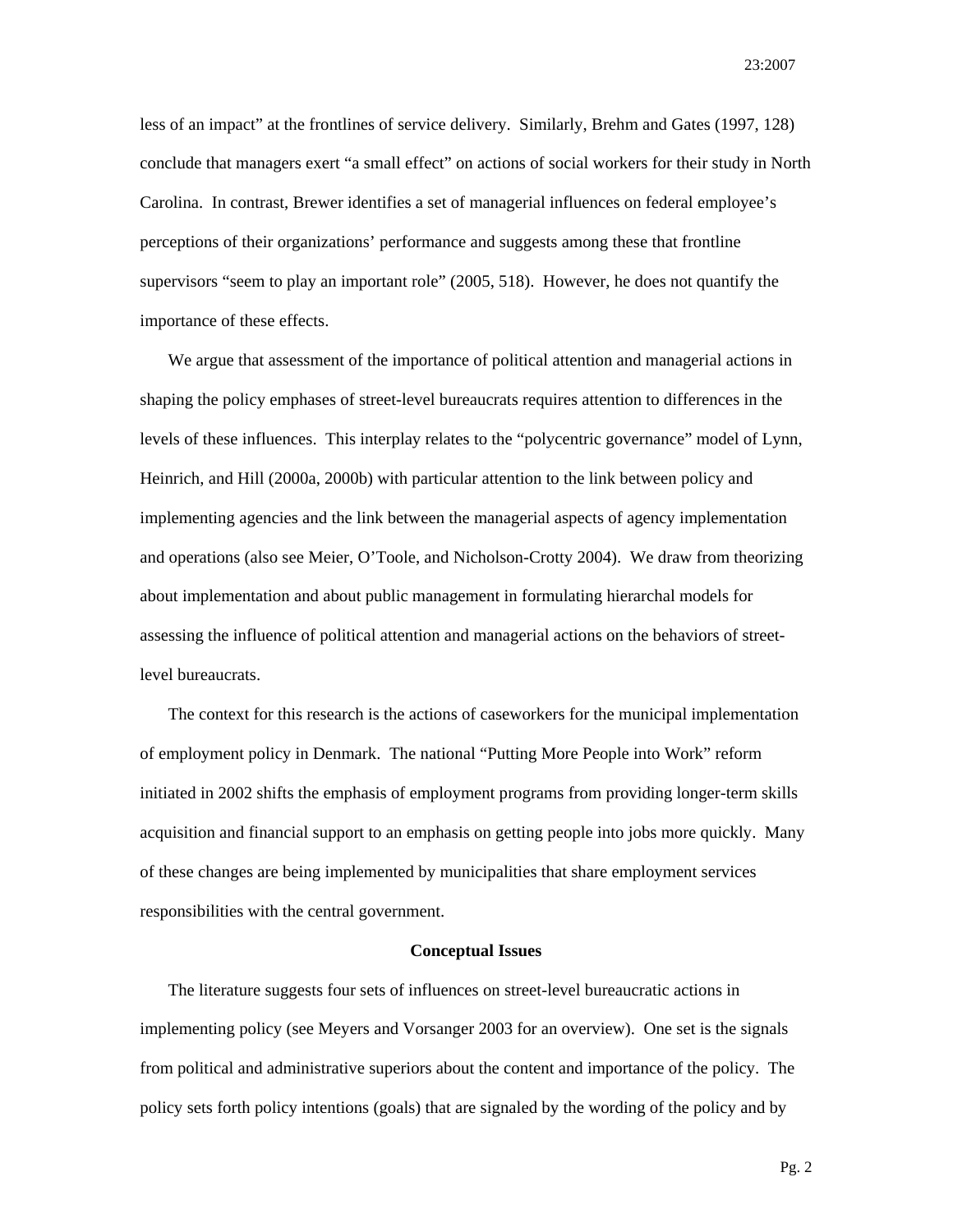less of an impact" at the frontlines of service delivery. Similarly, Brehm and Gates (1997, 128) conclude that managers exert "a small effect" on actions of social workers for their study in North Carolina. In contrast, Brewer identifies a set of managerial influences on federal employee's perceptions of their organizations' performance and suggests among these that frontline supervisors "seem to play an important role" (2005, 518). However, he does not quantify the importance of these effects.

We argue that assessment of the importance of political attention and managerial actions in shaping the policy emphases of street-level bureaucrats requires attention to differences in the levels of these influences. This interplay relates to the "polycentric governance" model of Lynn, Heinrich, and Hill (2000a, 2000b) with particular attention to the link between policy and implementing agencies and the link between the managerial aspects of agency implementation and operations (also see Meier, O'Toole, and Nicholson-Crotty 2004). We draw from theorizing about implementation and about public management in formulating hierarchal models for assessing the influence of political attention and managerial actions on the behaviors of street-level bureaucrats.

The context for this research is the actions of caseworkers for the municipal implementation of employment policy in Denmark. The national "Putting More People into Work" reform initiated in 2002 shifts the emphasis of employment programs from providing longer-term skills acquisition and financial support to an emphasis on getting people into jobs more quickly. Many of these changes are being implemented by municipalities that share employment services responsibilities with the central government.

## Conceptual Issues

The literature suggests four sets of influences on street-level bureaucratic actions in implementing policy (see Meyers and Vorsanger 2003 for an overview). One set is the signals from political and administrative superiors about the content and importance of the policy. The policy sets forth policy intentions (goals) that are signaled by the wording of the policy and by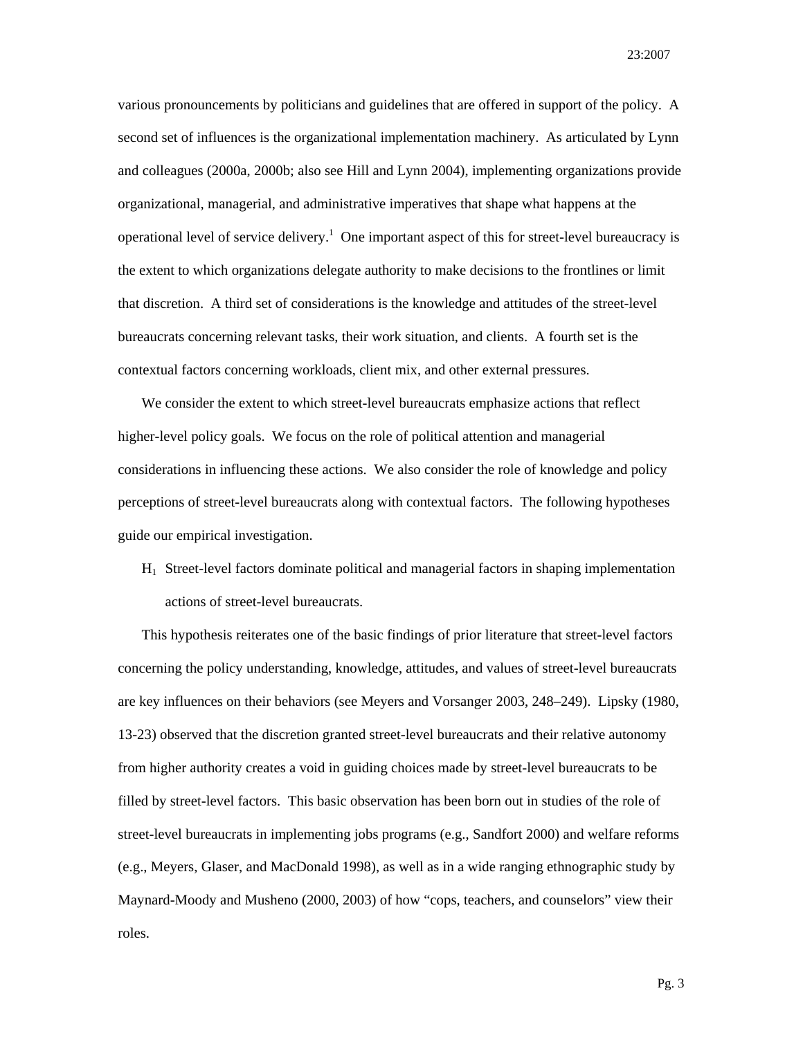various pronouncements by politicians and guidelines that are offered in support of the policy. A second set of influences is the organizational implementation machinery. As articulated by Lynn and colleagues (2000a, 2000b; also see Hill and Lynn 2004), implementing organizations provide organizational, managerial, and administrative imperatives that shape what happens at the operational level of service delivery.[1] One important aspect of this for street-level bureaucracy is the extent to which organizations delegate authority to make decisions to the frontlines or limit that discretion. A third set of considerations is the knowledge and attitudes of the street-level bureaucrats concerning relevant tasks, their work situation, and clients. A fourth set is the contextual factors concerning workloads, client mix, and other external pressures.

We consider the extent to which street-level bureaucrats emphasize actions that reflect higher-level policy goals. We focus on the role of political attention and managerial considerations in influencing these actions. We also consider the role of knowledge and policy perceptions of street-level bureaucrats along with contextual factors. The following hypotheses guide our empirical investigation.

$H_1$ Street-level factors dominate political and managerial factors in shaping implementation actions of street-level bureaucrats.

This hypothesis reiterates one of the basic findings of prior literature that street-level factors concerning the policy understanding, knowledge, attitudes, and values of street-level bureaucrats are key influences on their behaviors (see Meyers and Vorsanger 2003, 248–249). Lipsky (1980, 13-23) observed that the discretion granted street-level bureaucrats and their relative autonomy from higher authority creates a void in guiding choices made by street-level bureaucrats to be filled by street-level factors. This basic observation has been born out in studies of the role of street-level bureaucrats in implementing jobs programs (e.g., Sandfort 2000) and welfare reforms (e.g., Meyers, Glaser, and MacDonald 1998), as well as in a wide ranging ethnographic study by Maynard-Moody and Musheno (2000, 2003) of how "cops, teachers, and counselors" view their roles.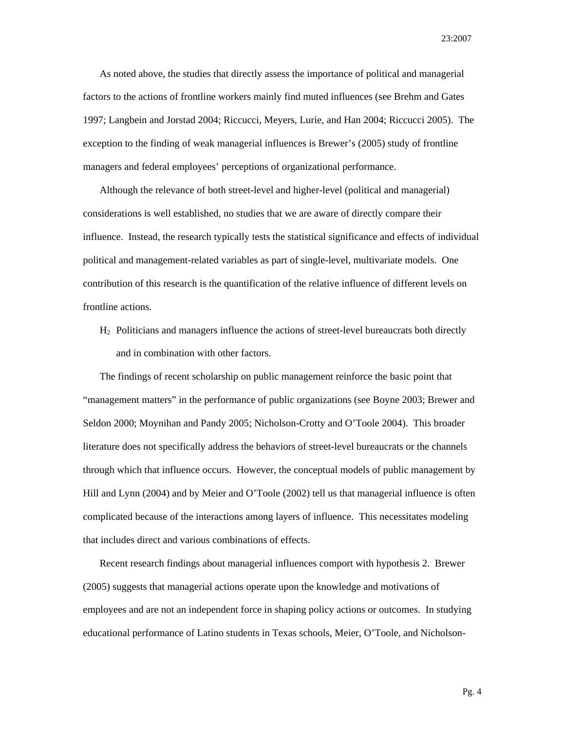As noted above, the studies that directly assess the importance of political and managerial factors to the actions of frontline workers mainly find muted influences (see Brehm and Gates 1997; Langbein and Jorstad 2004; Riccucci, Meyers, Lurie, and Han 2004; Riccucci 2005). The exception to the finding of weak managerial influences is Brewer's (2005) study of frontline managers and federal employees' perceptions of organizational performance.

Although the relevance of both street-level and higher-level (political and managerial) considerations is well established, no studies that we are aware of directly compare their influence. Instead, the research typically tests the statistical significance and effects of individual political and management-related variables as part of single-level, multivariate models. One contribution of this research is the quantification of the relative influence of different levels on frontline actions.

$H_2$ Politicians and managers influence the actions of street-level bureaucrats both directly and in combination with other factors.

The findings of recent scholarship on public management reinforce the basic point that "management matters" in the performance of public organizations (see Boyne 2003; Brewer and Seldon 2000; Moynihan and Pandy 2005; Nicholson-Crotty and O'Toole 2004). This broader literature does not specifically address the behaviors of street-level bureaucrats or the channels through which that influence occurs. However, the conceptual models of public management by Hill and Lynn (2004) and by Meier and O'Toole (2002) tell us that managerial influence is often complicated because of the interactions among layers of influence. This necessitates modeling that includes direct and various combinations of effects.

Recent research findings about managerial influences comport with hypothesis 2. Brewer (2005) suggests that managerial actions operate upon the knowledge and motivations of employees and are not an independent force in shaping policy actions or outcomes. In studying educational performance of Latino students in Texas schools, Meier, O'Toole, and Nicholson-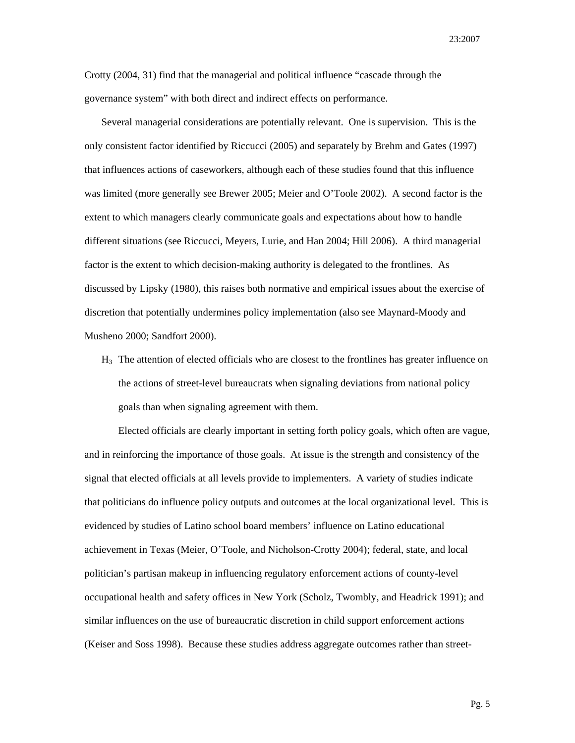Crotty (2004, 31) find that the managerial and political influence "cascade through the governance system" with both direct and indirect effects on performance.

Several managerial considerations are potentially relevant. One is supervision. This is the only consistent factor identified by Riccucci (2005) and separately by Brehm and Gates (1997) that influences actions of caseworkers, although each of these studies found that this influence was limited (more generally see Brewer 2005; Meier and O'Toole 2002). A second factor is the extent to which managers clearly communicate goals and expectations about how to handle different situations (see Riccucci, Meyers, Lurie, and Han 2004; Hill 2006). A third managerial factor is the extent to which decision-making authority is delegated to the frontlines. As discussed by Lipsky (1980), this raises both normative and empirical issues about the exercise of discretion that potentially undermines policy implementation (also see Maynard-Moody and Musheno 2000; Sandfort 2000).

$H_3$ The attention of elected officials who are closest to the frontlines has greater influence on the actions of street-level bureaucrats when signaling deviations from national policy goals than when signaling agreement with them.

Elected officials are clearly important in setting forth policy goals, which often are vague, and in reinforcing the importance of those goals. At issue is the strength and consistency of the signal that elected officials at all levels provide to implementers. A variety of studies indicate that politicians do influence policy outputs and outcomes at the local organizational level. This is evidenced by studies of Latino school board members' influence on Latino educational achievement in Texas (Meier, O'Toole, and Nicholson-Crotty 2004); federal, state, and local politician's partisan makeup in influencing regulatory enforcement actions of county-level occupational health and safety offices in New York (Scholz, Twombly, and Headrick 1991); and similar influences on the use of bureaucratic discretion in child support enforcement actions (Keiser and Soss 1998). Because these studies address aggregate outcomes rather than street-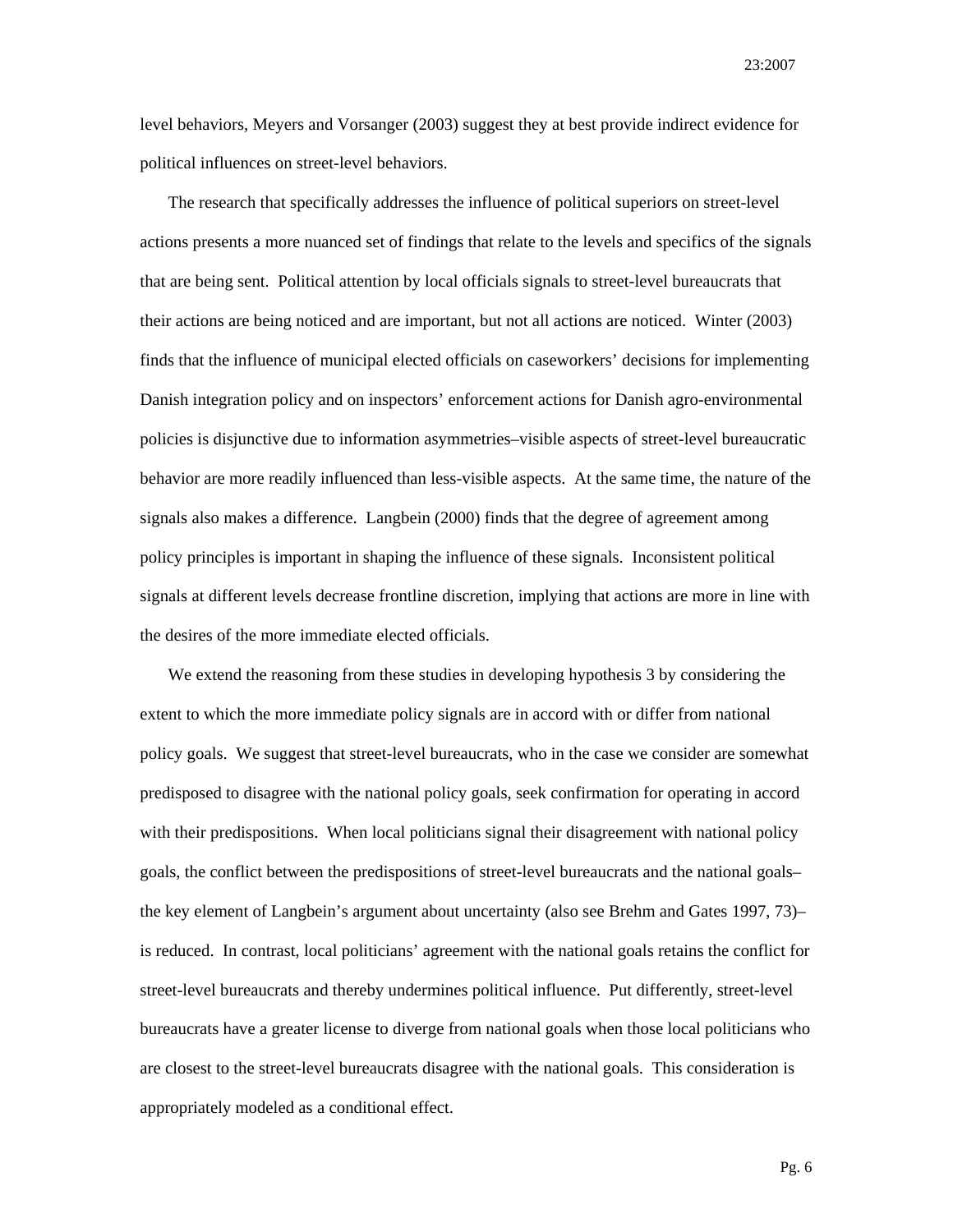level behaviors, Meyers and Vorsanger (2003) suggest they at best provide indirect evidence for political influences on street-level behaviors.

The research that specifically addresses the influence of political superiors on street-level actions presents a more nuanced set of findings that relate to the levels and specifics of the signals that are being sent. Political attention by local officials signals to street-level bureaucrats that their actions are being noticed and are important, but not all actions are noticed. Winter (2003) finds that the influence of municipal elected officials on caseworkers' decisions for implementing Danish integration policy and on inspectors' enforcement actions for Danish agro-environmental policies is disjunctive due to information asymmetries–visible aspects of street-level bureaucratic behavior are more readily influenced than less-visible aspects. At the same time, the nature of the signals also makes a difference. Langbein (2000) finds that the degree of agreement among policy principles is important in shaping the influence of these signals. Inconsistent political signals at different levels decrease frontline discretion, implying that actions are more in line with the desires of the more immediate elected officials.

We extend the reasoning from these studies in developing hypothesis 3 by considering the extent to which the more immediate policy signals are in accord with or differ from national policy goals. We suggest that street-level bureaucrats, who in the case we consider are somewhat predisposed to disagree with the national policy goals, seek confirmation for operating in accord with their predispositions. When local politicians signal their disagreement with national policy goals, the conflict between the predispositions of street-level bureaucrats and the national goals–the key element of Langbein's argument about uncertainty (also see Brehm and Gates 1997, 73)–is reduced. In contrast, local politicians' agreement with the national goals retains the conflict for street-level bureaucrats and thereby undermines political influence. Put differently, street-level bureaucrats have a greater license to diverge from national goals when those local politicians who are closest to the street-level bureaucrats disagree with the national goals. This consideration is appropriately modeled as a conditional effect.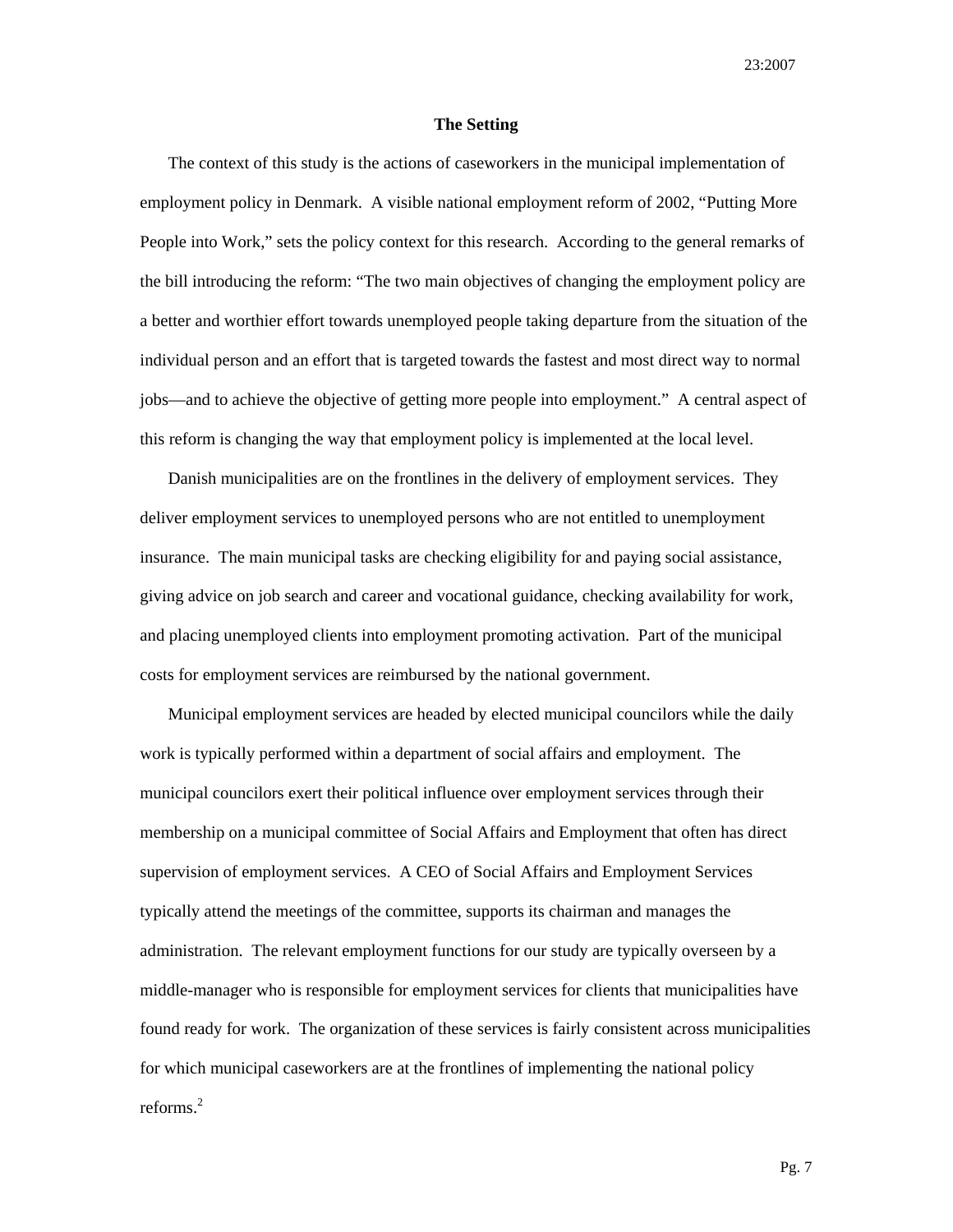## The Setting

The context of this study is the actions of caseworkers in the municipal implementation of employment policy in Denmark. A visible national employment reform of 2002, "Putting More People into Work," sets the policy context for this research. According to the general remarks of the bill introducing the reform: "The two main objectives of changing the employment policy are a better and worthier effort towards unemployed people taking departure from the situation of the individual person and an effort that is targeted towards the fastest and most direct way to normal jobs—and to achieve the objective of getting more people into employment." A central aspect of this reform is changing the way that employment policy is implemented at the local level.

Danish municipalities are on the frontlines in the delivery of employment services. They deliver employment services to unemployed persons who are not entitled to unemployment insurance. The main municipal tasks are checking eligibility for and paying social assistance, giving advice on job search and career and vocational guidance, checking availability for work, and placing unemployed clients into employment promoting activation. Part of the municipal costs for employment services are reimbursed by the national government.

Municipal employment services are headed by elected municipal councilors while the daily work is typically performed within a department of social affairs and employment. The municipal councilors exert their political influence over employment services through their membership on a municipal committee of Social Affairs and Employment that often has direct supervision of employment services. A CEO of Social Affairs and Employment Services typically attend the meetings of the committee, supports its chairman and manages the administration. The relevant employment functions for our study are typically overseen by a middle-manager who is responsible for employment services for clients that municipalities have found ready for work. The organization of these services is fairly consistent across municipalities for which municipal caseworkers are at the frontlines of implementing the national policy reforms.[2]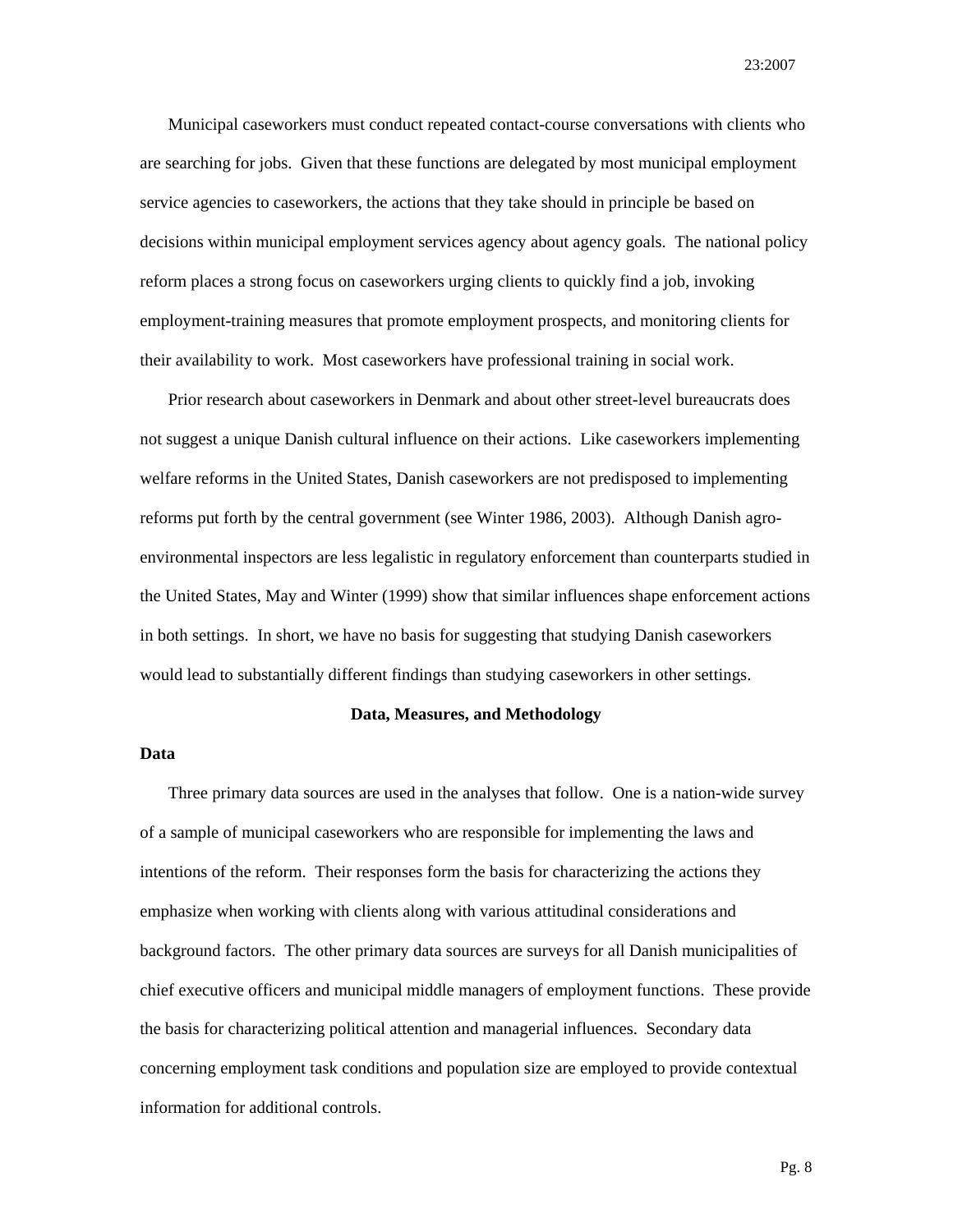Municipal caseworkers must conduct repeated contact-course conversations with clients who are searching for jobs. Given that these functions are delegated by most municipal employment service agencies to caseworkers, the actions that they take should in principle be based on decisions within municipal employment services agency about agency goals. The national policy reform places a strong focus on caseworkers urging clients to quickly find a job, invoking employment-training measures that promote employment prospects, and monitoring clients for their availability to work. Most caseworkers have professional training in social work.

Prior research about caseworkers in Denmark and about other street-level bureaucrats does not suggest a unique Danish cultural influence on their actions. Like caseworkers implementing welfare reforms in the United States, Danish caseworkers are not predisposed to implementing reforms put forth by the central government (see Winter 1986, 2003). Although Danish agro-environmental inspectors are less legalistic in regulatory enforcement than counterparts studied in the United States, May and Winter (1999) show that similar influences shape enforcement actions in both settings. In short, we have no basis for suggesting that studying Danish caseworkers would lead to substantially different findings than studying caseworkers in other settings.

## Data, Measures, and Methodology

### Data

Three primary data sources are used in the analyses that follow. One is a nation-wide survey of a sample of municipal caseworkers who are responsible for implementing the laws and intentions of the reform. Their responses form the basis for characterizing the actions they emphasize when working with clients along with various attitudinal considerations and background factors. The other primary data sources are surveys for all Danish municipalities of chief executive officers and municipal middle managers of employment functions. These provide the basis for characterizing political attention and managerial influences. Secondary data concerning employment task conditions and population size are employed to provide contextual information for additional controls.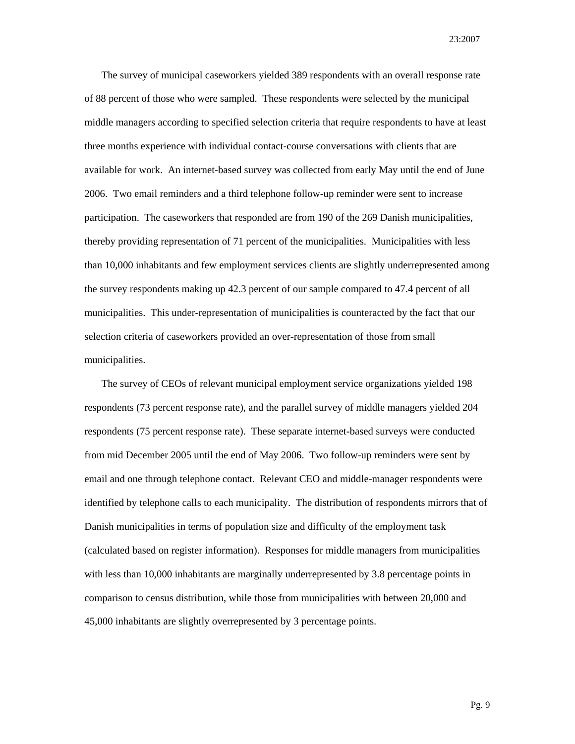The survey of municipal caseworkers yielded 389 respondents with an overall response rate of 88 percent of those who were sampled. These respondents were selected by the municipal middle managers according to specified selection criteria that require respondents to have at least three months experience with individual contact-course conversations with clients that are available for work. An internet-based survey was collected from early May until the end of June 2006. Two email reminders and a third telephone follow-up reminder were sent to increase participation. The caseworkers that responded are from 190 of the 269 Danish municipalities, thereby providing representation of 71 percent of the municipalities. Municipalities with less than 10,000 inhabitants and few employment services clients are slightly underrepresented among the survey respondents making up 42.3 percent of our sample compared to 47.4 percent of all municipalities. This under-representation of municipalities is counteracted by the fact that our selection criteria of caseworkers provided an over-representation of those from small municipalities.

The survey of CEOs of relevant municipal employment service organizations yielded 198 respondents (73 percent response rate), and the parallel survey of middle managers yielded 204 respondents (75 percent response rate). These separate internet-based surveys were conducted from mid December 2005 until the end of May 2006. Two follow-up reminders were sent by email and one through telephone contact. Relevant CEO and middle-manager respondents were identified by telephone calls to each municipality. The distribution of respondents mirrors that of Danish municipalities in terms of population size and difficulty of the employment task (calculated based on register information). Responses for middle managers from municipalities with less than 10,000 inhabitants are marginally underrepresented by 3.8 percentage points in comparison to census distribution, while those from municipalities with between 20,000 and 45,000 inhabitants are slightly overrepresented by 3 percentage points.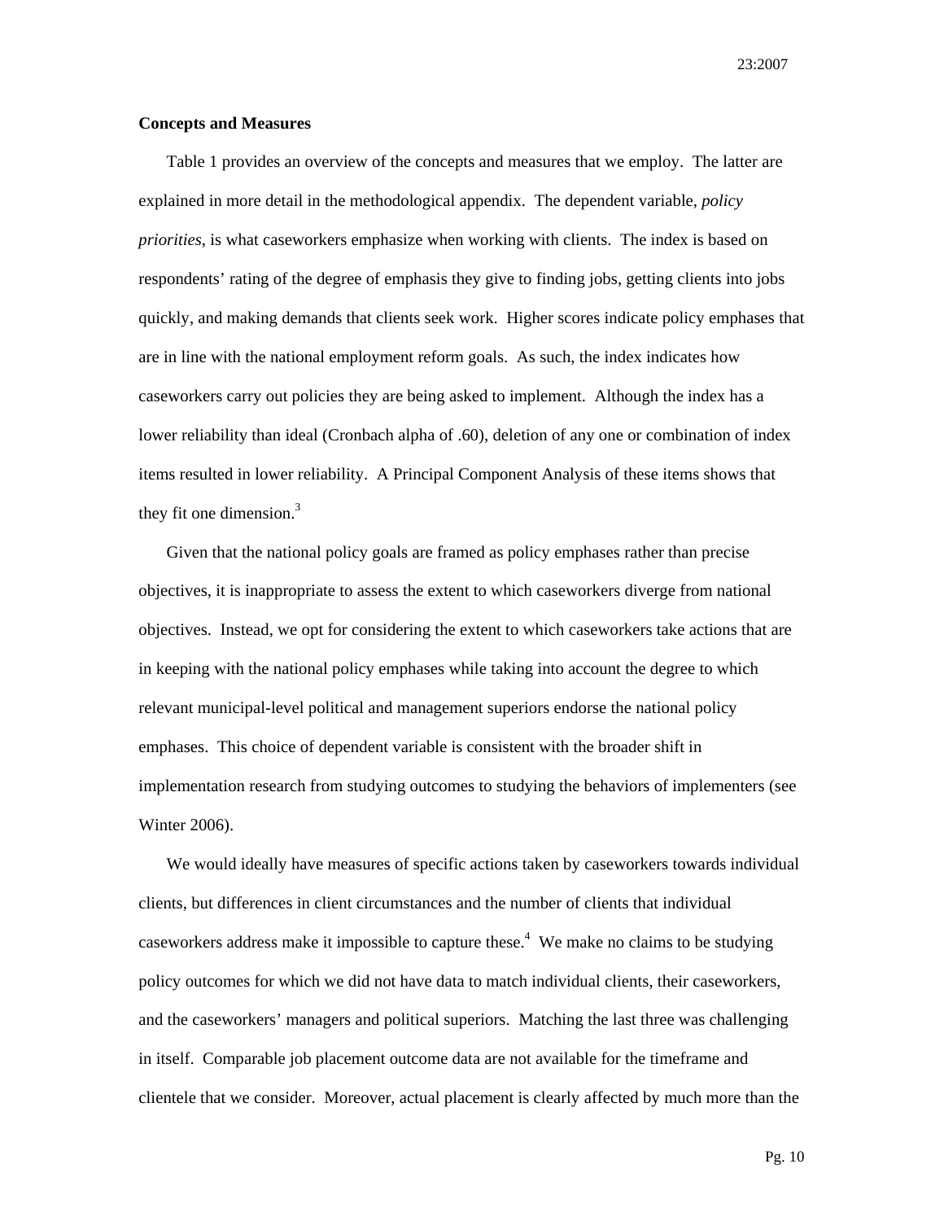### Concepts and Measures

Table 1 provides an overview of the concepts and measures that we employ. The latter are explained in more detail in the methodological appendix. The dependent variable, *policy priorities*, is what caseworkers emphasize when working with clients. The index is based on respondents' rating of the degree of emphasis they give to finding jobs, getting clients into jobs quickly, and making demands that clients seek work. Higher scores indicate policy emphases that are in line with the national employment reform goals. As such, the index indicates how caseworkers carry out policies they are being asked to implement. Although the index has a lower reliability than ideal (Cronbach alpha of .60), deletion of any one or combination of index items resulted in lower reliability. A Principal Component Analysis of these items shows that they fit one dimension.[3]

Given that the national policy goals are framed as policy emphases rather than precise objectives, it is inappropriate to assess the extent to which caseworkers diverge from national objectives. Instead, we opt for considering the extent to which caseworkers take actions that are in keeping with the national policy emphases while taking into account the degree to which relevant municipal-level political and management superiors endorse the national policy emphases. This choice of dependent variable is consistent with the broader shift in implementation research from studying outcomes to studying the behaviors of implementers (see Winter 2006).

We would ideally have measures of specific actions taken by caseworkers towards individual clients, but differences in client circumstances and the number of clients that individual caseworkers address make it impossible to capture these.[4] We make no claims to be studying policy outcomes for which we did not have data to match individual clients, their caseworkers, and the caseworkers' managers and political superiors. Matching the last three was challenging in itself. Comparable job placement outcome data are not available for the timeframe and clientele that we consider. Moreover, actual placement is clearly affected by much more than the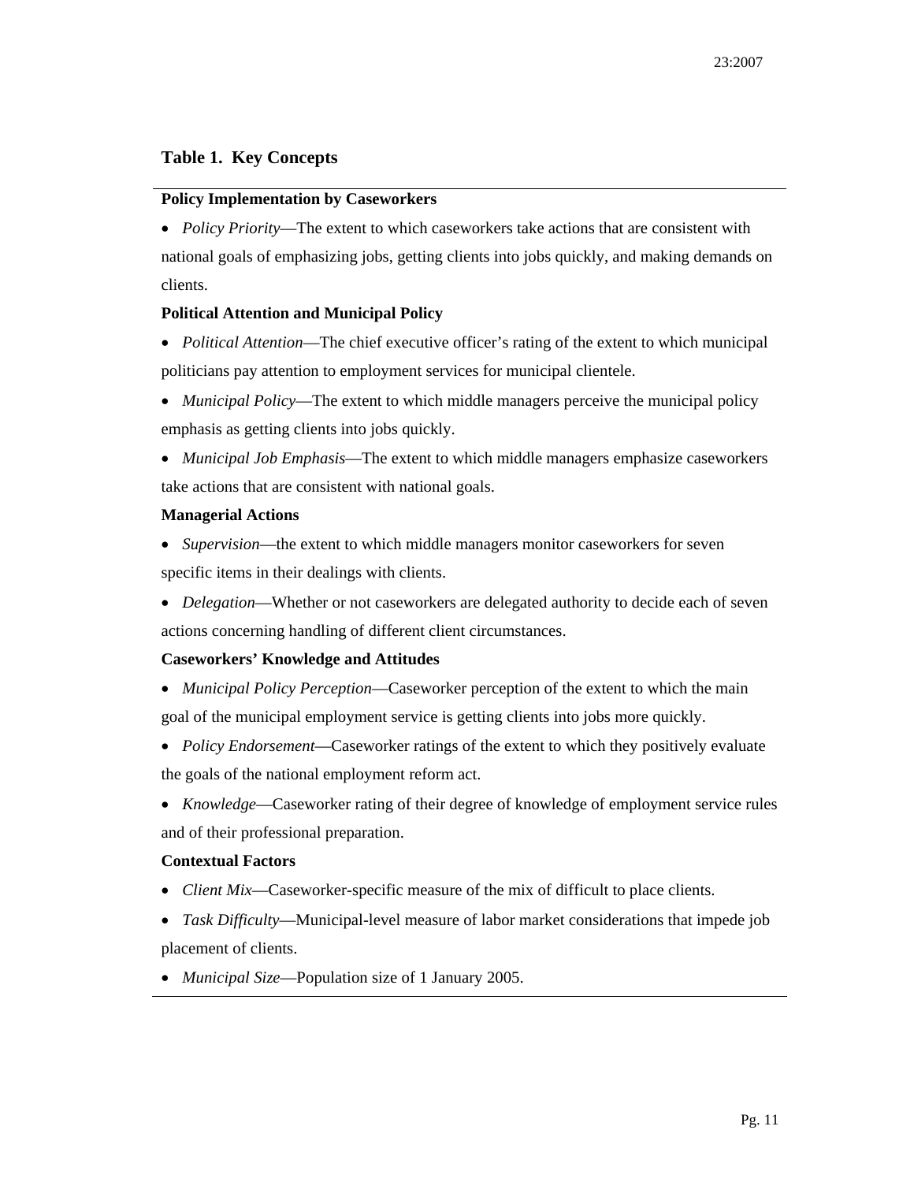## Table 1. Key Concepts

**Policy Implementation by Caseworkers**

- *Policy Priority*—The extent to which caseworkers take actions that are consistent with national goals of emphasizing jobs, getting clients into jobs quickly, and making demands on clients.

**Political Attention and Municipal Policy**

- *Political Attention*—The chief executive officer's rating of the extent to which municipal politicians pay attention to employment services for municipal clientele.
- *Municipal Policy*—The extent to which middle managers perceive the municipal policy emphasis as getting clients into jobs quickly.
- *Municipal Job Emphasis*—The extent to which middle managers emphasize caseworkers take actions that are consistent with national goals.

**Managerial Actions**

- *Supervision*—the extent to which middle managers monitor caseworkers for seven specific items in their dealings with clients.
- *Delegation*—Whether or not caseworkers are delegated authority to decide each of seven actions concerning handling of different client circumstances.

**Caseworkers' Knowledge and Attitudes**

- *Municipal Policy Perception*—Caseworker perception of the extent to which the main goal of the municipal employment service is getting clients into jobs more quickly.
- *Policy Endorsement*—Caseworker ratings of the extent to which they positively evaluate the goals of the national employment reform act.
- *Knowledge*—Caseworker rating of their degree of knowledge of employment service rules and of their professional preparation.

**Contextual Factors**

- *Client Mix*—Caseworker-specific measure of the mix of difficult to place clients.
- *Task Difficulty*—Municipal-level measure of labor market considerations that impede job placement of clients.
- *Municipal Size*—Population size of 1 January 2005.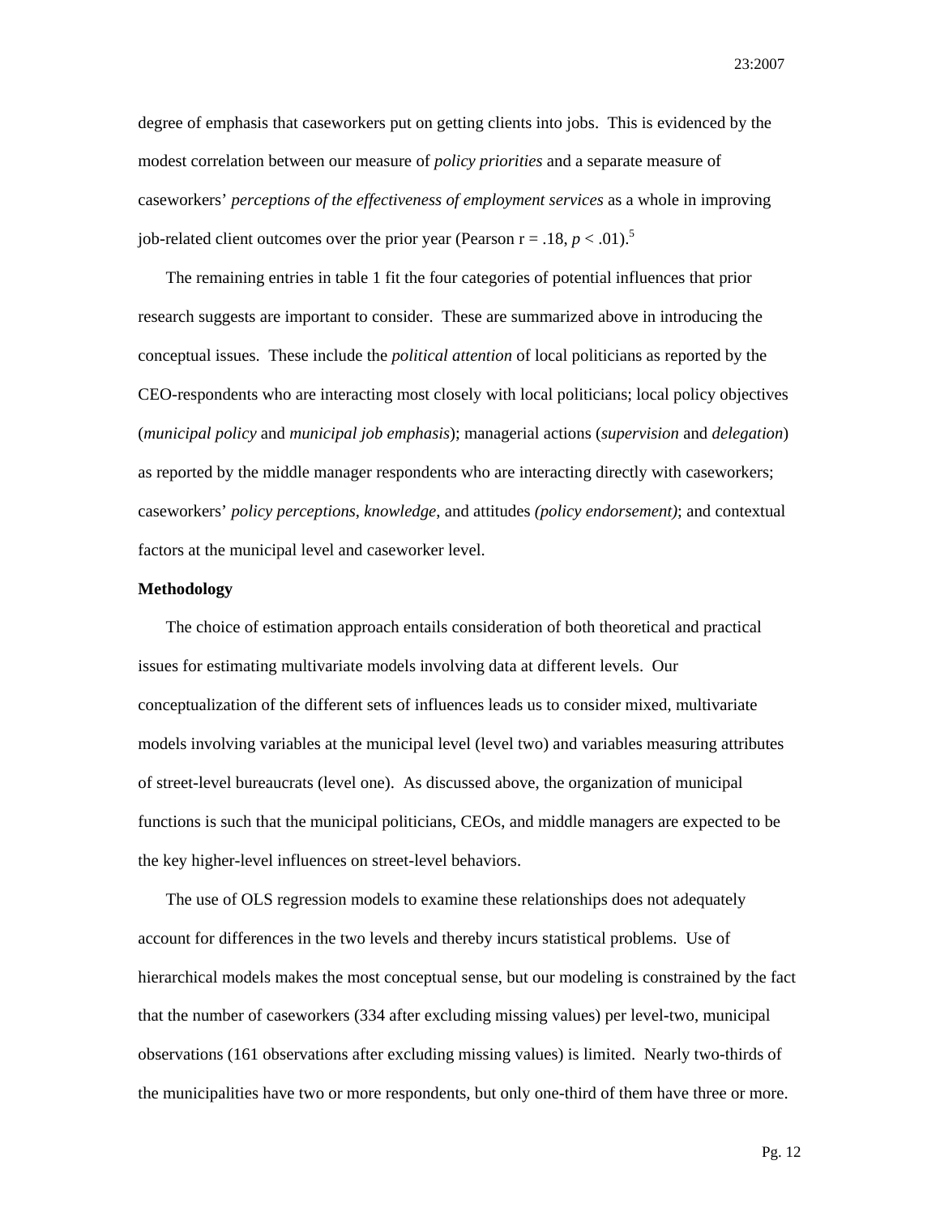degree of emphasis that caseworkers put on getting clients into jobs. This is evidenced by the modest correlation between our measure of *policy priorities* and a separate measure of caseworkers' *perceptions of the effectiveness of employment services* as a whole in improving job-related client outcomes over the prior year (Pearson $r = .18$, $p < .01$).[5]

The remaining entries in table 1 fit the four categories of potential influences that prior research suggests are important to consider. These are summarized above in introducing the conceptual issues. These include the *political attention* of local politicians as reported by the CEO-respondents who are interacting most closely with local politicians; local policy objectives (*municipal policy* and *municipal job emphasis*); managerial actions (*supervision* and *delegation*) as reported by the middle manager respondents who are interacting directly with caseworkers; caseworkers' *policy perceptions*, *knowledge*, and attitudes *(policy endorsement)*; and contextual factors at the municipal level and caseworker level.

**Methodology**

The choice of estimation approach entails consideration of both theoretical and practical issues for estimating multivariate models involving data at different levels. Our conceptualization of the different sets of influences leads us to consider mixed, multivariate models involving variables at the municipal level (level two) and variables measuring attributes of street-level bureaucrats (level one). As discussed above, the organization of municipal functions is such that the municipal politicians, CEOs, and middle managers are expected to be the key higher-level influences on street-level behaviors.

The use of OLS regression models to examine these relationships does not adequately account for differences in the two levels and thereby incurs statistical problems. Use of hierarchical models makes the most conceptual sense, but our modeling is constrained by the fact that the number of caseworkers (334 after excluding missing values) per level-two, municipal observations (161 observations after excluding missing values) is limited. Nearly two-thirds of the municipalities have two or more respondents, but only one-third of them have three or more.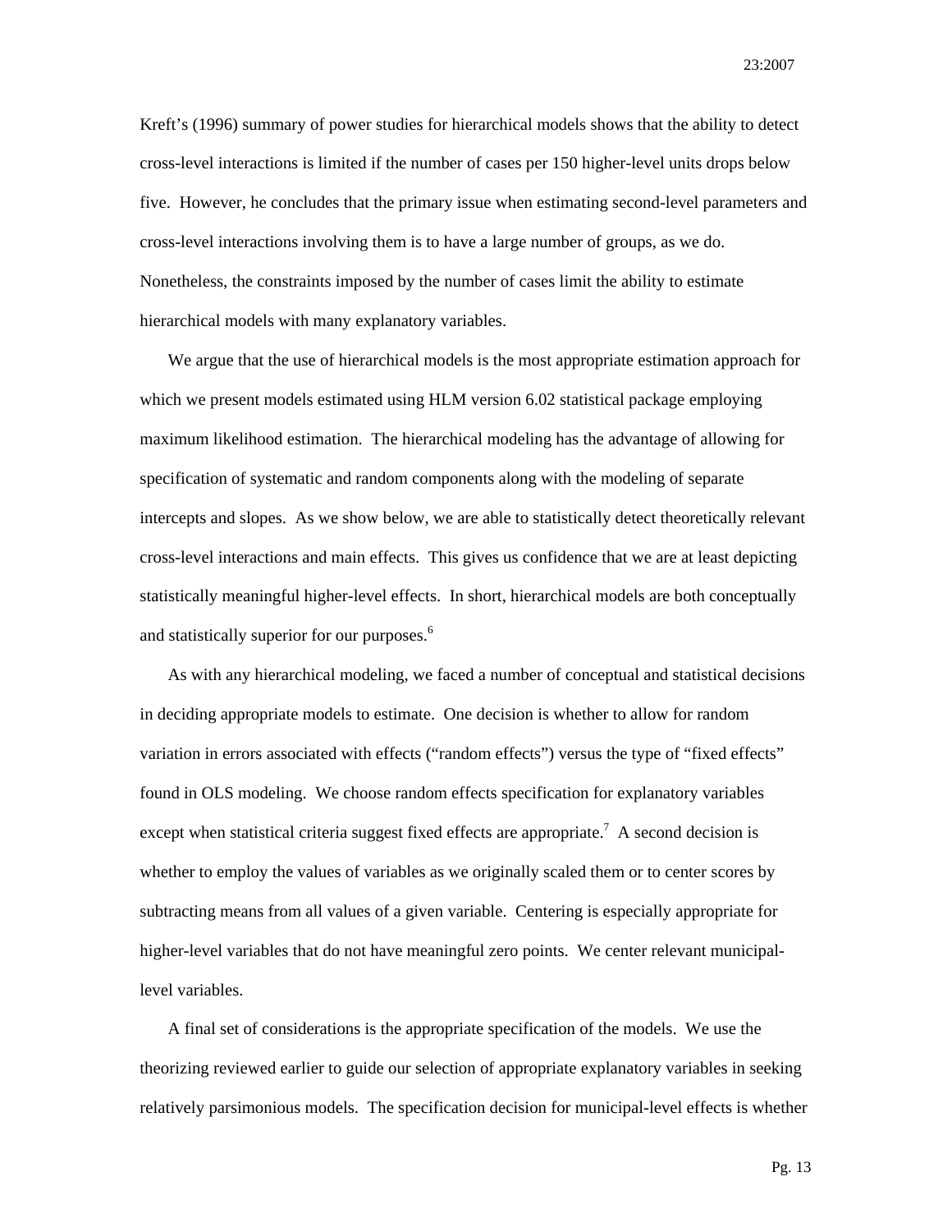Kreft's (1996) summary of power studies for hierarchical models shows that the ability to detect cross-level interactions is limited if the number of cases per 150 higher-level units drops below five. However, he concludes that the primary issue when estimating second-level parameters and cross-level interactions involving them is to have a large number of groups, as we do. Nonetheless, the constraints imposed by the number of cases limit the ability to estimate hierarchical models with many explanatory variables.

We argue that the use of hierarchical models is the most appropriate estimation approach for which we present models estimated using HLM version 6.02 statistical package employing maximum likelihood estimation. The hierarchical modeling has the advantage of allowing for specification of systematic and random components along with the modeling of separate intercepts and slopes. As we show below, we are able to statistically detect theoretically relevant cross-level interactions and main effects. This gives us confidence that we are at least depicting statistically meaningful higher-level effects. In short, hierarchical models are both conceptually and statistically superior for our purposes.[6]

As with any hierarchical modeling, we faced a number of conceptual and statistical decisions in deciding appropriate models to estimate. One decision is whether to allow for random variation in errors associated with effects ("random effects") versus the type of "fixed effects" found in OLS modeling. We choose random effects specification for explanatory variables except when statistical criteria suggest fixed effects are appropriate.[7] A second decision is whether to employ the values of variables as we originally scaled them or to center scores by subtracting means from all values of a given variable. Centering is especially appropriate for higher-level variables that do not have meaningful zero points. We center relevant municipal-level variables.

A final set of considerations is the appropriate specification of the models. We use the theorizing reviewed earlier to guide our selection of appropriate explanatory variables in seeking relatively parsimonious models. The specification decision for municipal-level effects is whether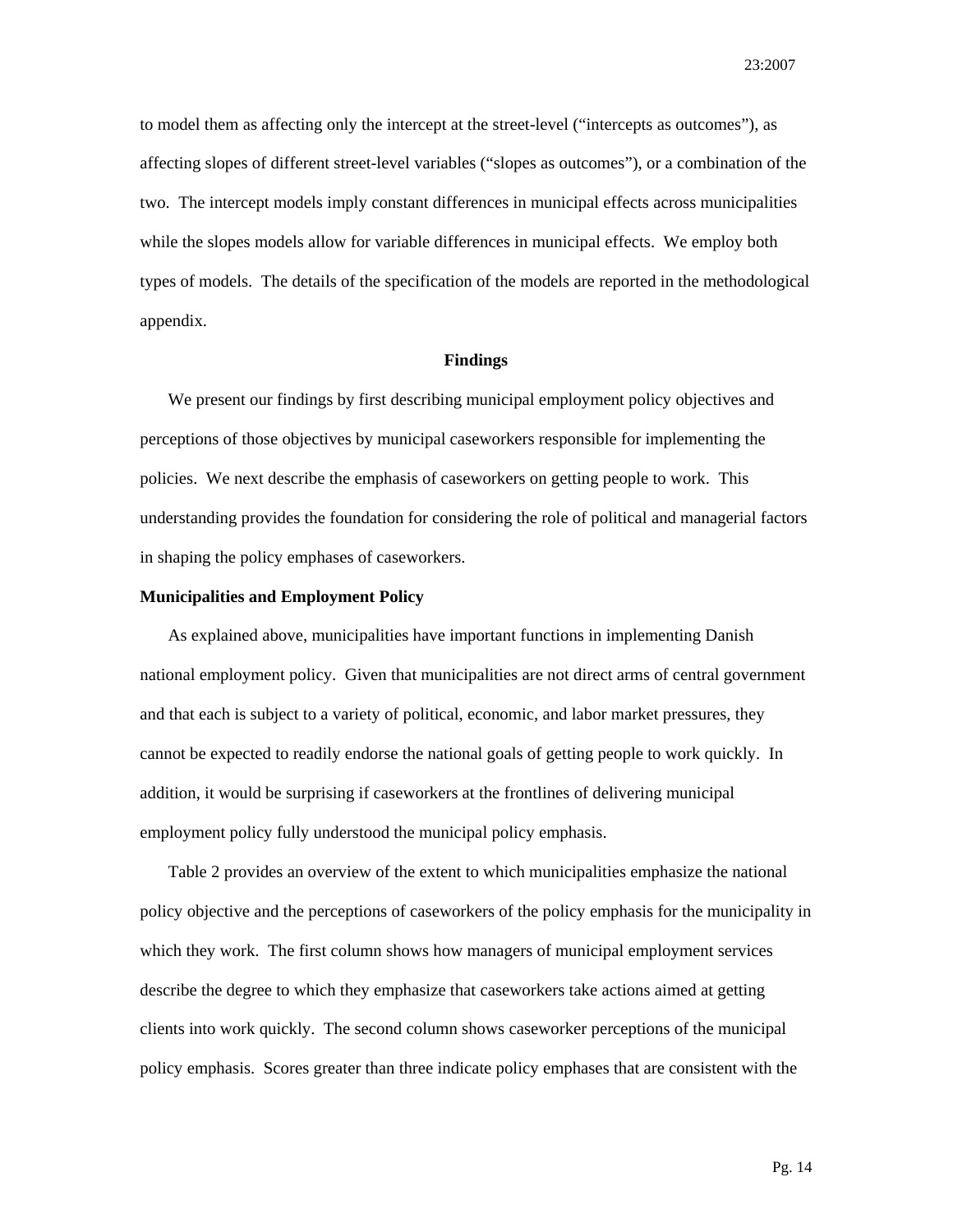to model them as affecting only the intercept at the street-level ("intercepts as outcomes"), as affecting slopes of different street-level variables ("slopes as outcomes"), or a combination of the two. The intercept models imply constant differences in municipal effects across municipalities while the slopes models allow for variable differences in municipal effects. We employ both types of models. The details of the specification of the models are reported in the methodological appendix.

## Findings

We present our findings by first describing municipal employment policy objectives and perceptions of those objectives by municipal caseworkers responsible for implementing the policies. We next describe the emphasis of caseworkers on getting people to work. This understanding provides the foundation for considering the role of political and managerial factors in shaping the policy emphases of caseworkers.

### Municipalities and Employment Policy

As explained above, municipalities have important functions in implementing Danish national employment policy. Given that municipalities are not direct arms of central government and that each is subject to a variety of political, economic, and labor market pressures, they cannot be expected to readily endorse the national goals of getting people to work quickly. In addition, it would be surprising if caseworkers at the frontlines of delivering municipal employment policy fully understood the municipal policy emphasis.

Table 2 provides an overview of the extent to which municipalities emphasize the national policy objective and the perceptions of caseworkers of the policy emphasis for the municipality in which they work. The first column shows how managers of municipal employment services describe the degree to which they emphasize that caseworkers take actions aimed at getting clients into work quickly. The second column shows caseworker perceptions of the municipal policy emphasis. Scores greater than three indicate policy emphases that are consistent with the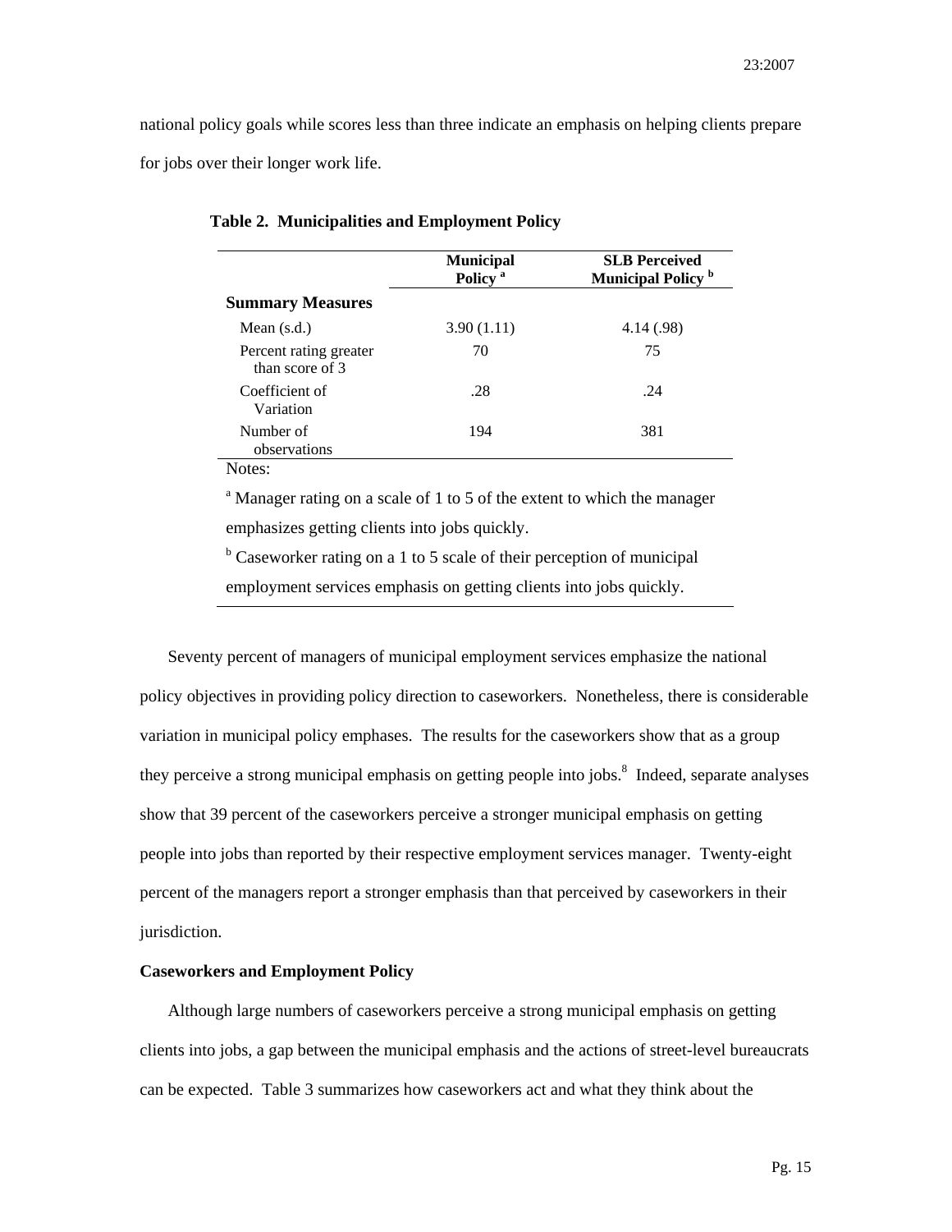national policy goals while scores less than three indicate an emphasis on helping clients prepare for jobs over their longer work life.

**Table 2. Municipalities and Employment Policy**

| | Municipal Policy [a] | SLB Perceived Municipal Policy [b] |
|---|---|---|
| **Summary Measures** | | |
| Mean (s.d.) | 3.90 (1.11) | 4.14 (.98) |
| Percent rating greater than score of 3 | 70 | 75 |
| Coefficient of Variation | .28 | .24 |
| Number of observations | 194 | 381 |

Notes:

[a] Manager rating on a scale of 1 to 5 of the extent to which the manager emphasizes getting clients into jobs quickly.

[b] Caseworker rating on a 1 to 5 scale of their perception of municipal employment services emphasis on getting clients into jobs quickly.

Seventy percent of managers of municipal employment services emphasize the national policy objectives in providing policy direction to caseworkers. Nonetheless, there is considerable variation in municipal policy emphases. The results for the caseworkers show that as a group they perceive a strong municipal emphasis on getting people into jobs.[8] Indeed, separate analyses show that 39 percent of the caseworkers perceive a stronger municipal emphasis on getting people into jobs than reported by their respective employment services manager. Twenty-eight percent of the managers report a stronger emphasis than that perceived by caseworkers in their jurisdiction.

**Caseworkers and Employment Policy**

Although large numbers of caseworkers perceive a strong municipal emphasis on getting clients into jobs, a gap between the municipal emphasis and the actions of street-level bureaucrats can be expected. Table 3 summarizes how caseworkers act and what they think about the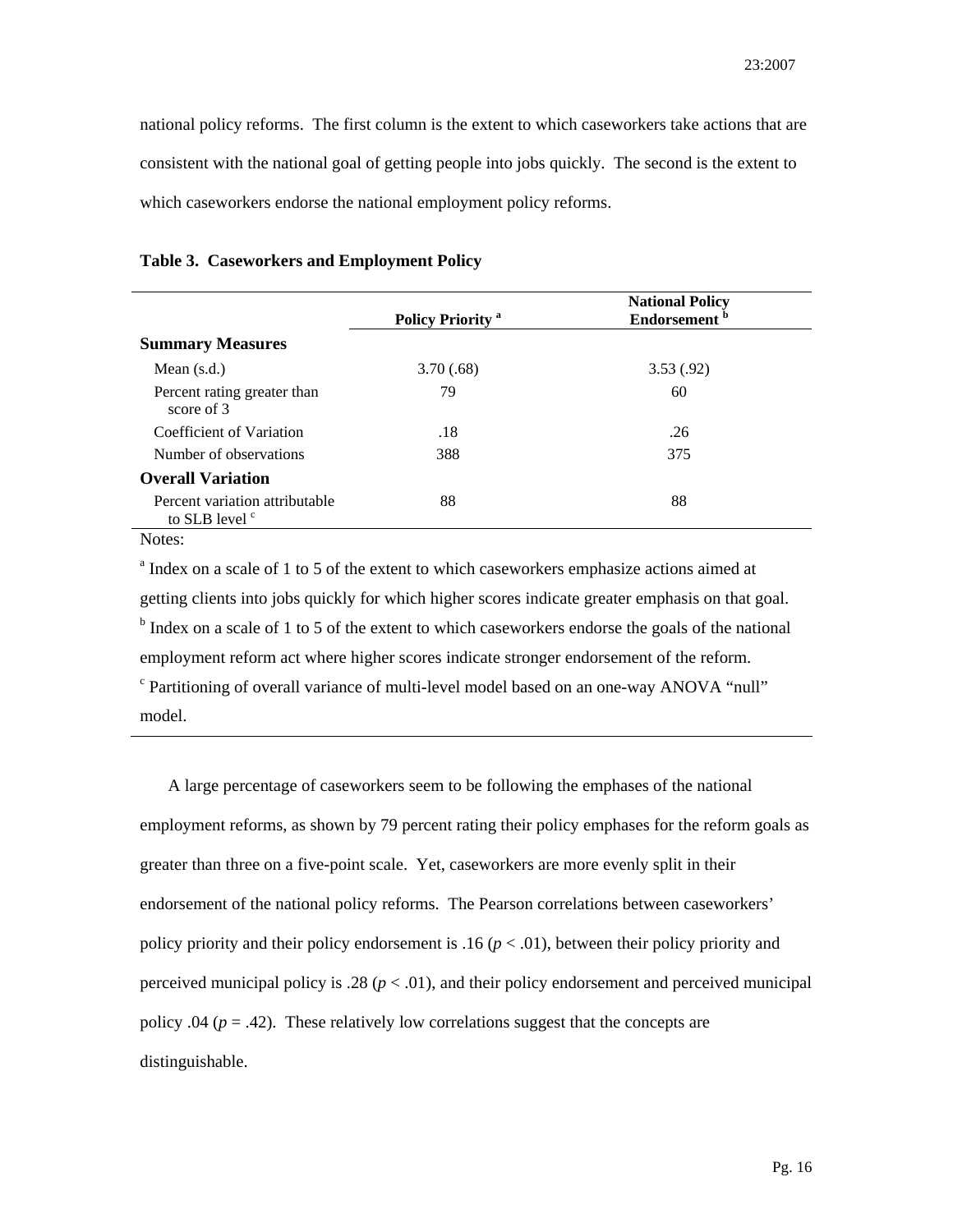national policy reforms. The first column is the extent to which caseworkers take actions that are consistent with the national goal of getting people into jobs quickly. The second is the extent to which caseworkers endorse the national employment policy reforms.

**Table 3. Caseworkers and Employment Policy**

| | Policy Priority [a] | National Policy Endorsement [b] |
|---|---|---|
| **Summary Measures** | | |
| Mean (s.d.) | 3.70 (.68) | 3.53 (.92) |
| Percent rating greater than score of 3 | 79 | 60 |
| Coefficient of Variation | .18 | .26 |
| Number of observations | 388 | 375 |
| **Overall Variation** | | |
| Percent variation attributable to SLB level [c] | 88 | 88 |

Notes:

[a] Index on a scale of 1 to 5 of the extent to which caseworkers emphasize actions aimed at getting clients into jobs quickly for which higher scores indicate greater emphasis on that goal.

[b] Index on a scale of 1 to 5 of the extent to which caseworkers endorse the goals of the national employment reform act where higher scores indicate stronger endorsement of the reform.

[c] Partitioning of overall variance of multi-level model based on an one-way ANOVA "null" model.

A large percentage of caseworkers seem to be following the emphases of the national employment reforms, as shown by 79 percent rating their policy emphases for the reform goals as greater than three on a five-point scale. Yet, caseworkers are more evenly split in their endorsement of the national policy reforms. The Pearson correlations between caseworkers' policy priority and their policy endorsement is .16 ($p < .01$), between their policy priority and perceived municipal policy is .28 ($p < .01$), and their policy endorsement and perceived municipal policy .04 ($p = .42$). These relatively low correlations suggest that the concepts are distinguishable.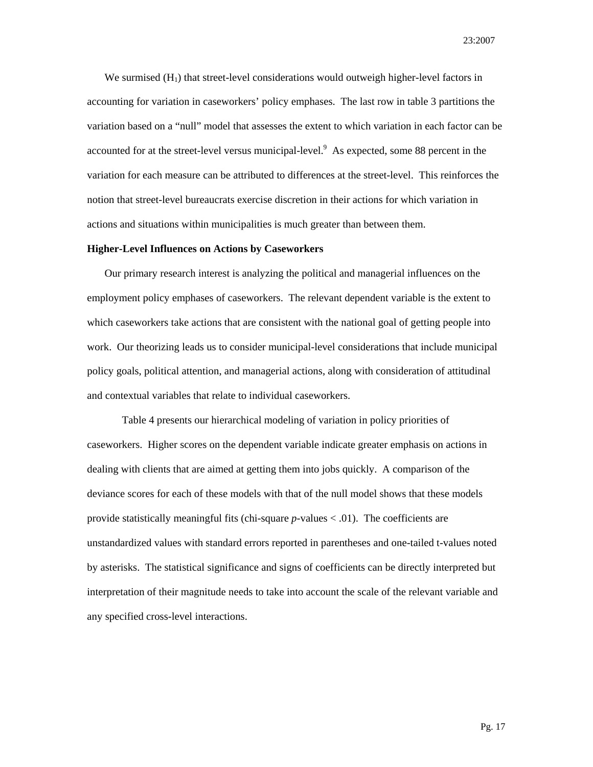We surmised ($H_1$) that street-level considerations would outweigh higher-level factors in accounting for variation in caseworkers' policy emphases. The last row in table 3 partitions the variation based on a "null" model that assesses the extent to which variation in each factor can be accounted for at the street-level versus municipal-level.[9] As expected, some 88 percent in the variation for each measure can be attributed to differences at the street-level. This reinforces the notion that street-level bureaucrats exercise discretion in their actions for which variation in actions and situations within municipalities is much greater than between them.

**Higher-Level Influences on Actions by Caseworkers**

Our primary research interest is analyzing the political and managerial influences on the employment policy emphases of caseworkers. The relevant dependent variable is the extent to which caseworkers take actions that are consistent with the national goal of getting people into work. Our theorizing leads us to consider municipal-level considerations that include municipal policy goals, political attention, and managerial actions, along with consideration of attitudinal and contextual variables that relate to individual caseworkers.

Table 4 presents our hierarchical modeling of variation in policy priorities of caseworkers. Higher scores on the dependent variable indicate greater emphasis on actions in dealing with clients that are aimed at getting them into jobs quickly. A comparison of the deviance scores for each of these models with that of the null model shows that these models provide statistically meaningful fits (chi-square $p$-values $< .01$). The coefficients are unstandardized values with standard errors reported in parentheses and one-tailed t-values noted by asterisks. The statistical significance and signs of coefficients can be directly interpreted but interpretation of their magnitude needs to take into account the scale of the relevant variable and any specified cross-level interactions.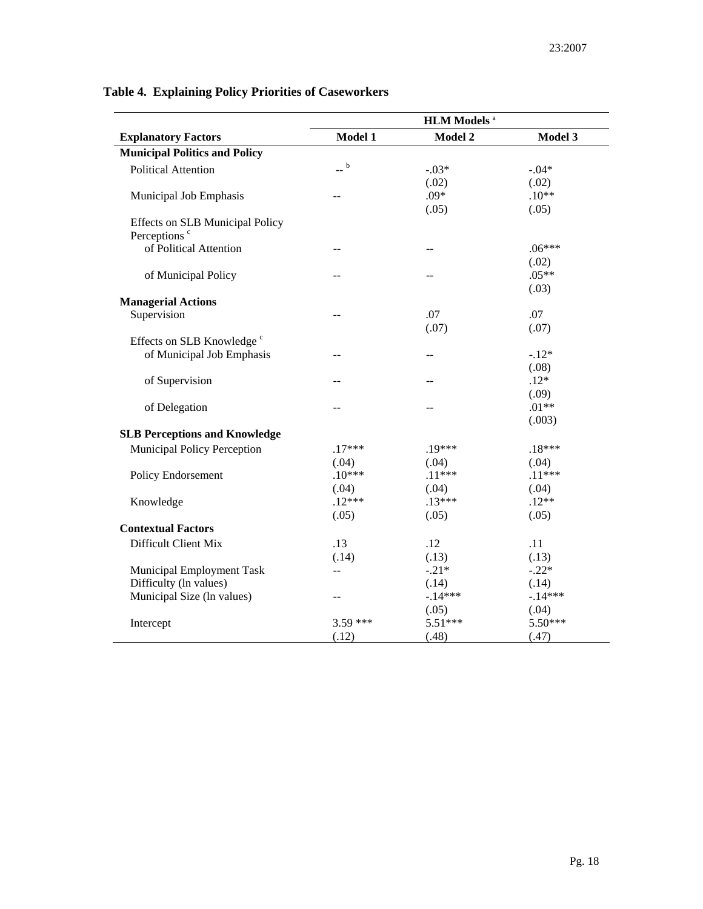**Table 4. Explaining Policy Priorities of Caseworkers**

| | HLM Models [a] | | |
|---|---|---|---|
| **Explanatory Factors** | **Model 1** | **Model 2** | **Model 3** |
| **Municipal Politics and Policy** | | | |
| Political Attention | -- [b] | -.03* | -.04* |
| | | (.02) | (.02) |
| Municipal Job Emphasis | -- | .09* | .10** |
| | | (.05) | (.05) |
| Effects on SLB Municipal Policy Perceptions [c] | | | |
| of Political Attention | -- | -- | .06*** |
| | | | (.02) |
| of Municipal Policy | -- | -- | .05** |
| | | | (.03) |
| **Managerial Actions** | | | |
| Supervision | -- | .07 | .07 |
| | | (.07) | (.07) |
| Effects on SLB Knowledge [c] | | | |
| of Municipal Job Emphasis | -- | -- | -.12* |
| | | | (.08) |
| of Supervision | -- | -- | .12* |
| | | | (.09) |
| of Delegation | -- | -- | .01** |
| | | | (.003) |
| **SLB Perceptions and Knowledge** | | | |
| Municipal Policy Perception | .17*** | .19*** | .18*** |
| | (.04) | (.04) | (.04) |
| Policy Endorsement | .10*** | .11*** | .11*** |
| | (.04) | (.04) | (.04) |
| Knowledge | .12*** | .13*** | .12** |
| | (.05) | (.05) | (.05) |
| **Contextual Factors** | | | |
| Difficult Client Mix | .13 | .12 | .11 |
| | (.14) | (.13) | (.13) |
| Municipal Employment Task Difficulty (ln values) | -- | -.21* | -.22* |
| | | (.14) | (.14) |
| Municipal Size (ln values) | -- | -.14*** | -.14*** |
| | | (.05) | (.04) |
| Intercept | 3.59 *** | 5.51*** | 5.50*** |
| | (.12) | (.48) | (.47) |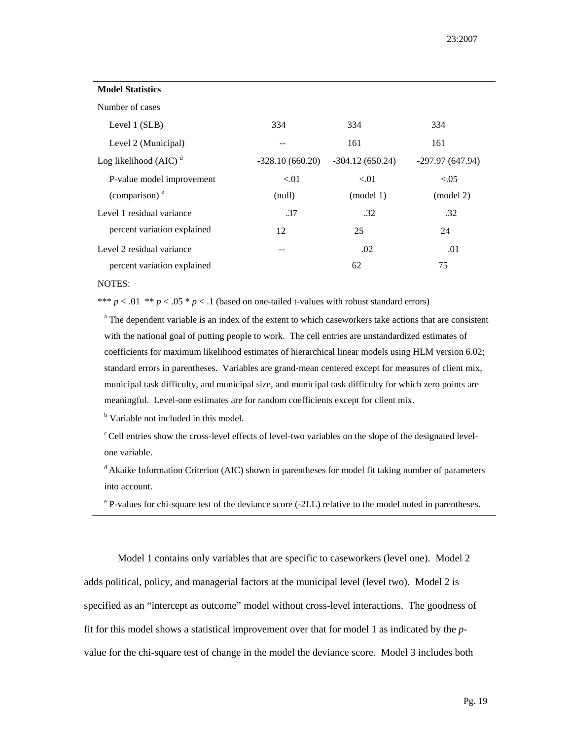| **Model Statistics** | | | |
|---|---|---|---|
| Number of cases | | | |
| Level 1 (SLB) | 334 | 334 | 334 |
| Level 2 (Municipal) | -- | 161 | 161 |
| Log likelihood (AIC) [d] | -328.10 (660.20) | -304.12 (650.24) | -297.97 (647.94) |
| P-value model improvement | <.01 | <.01 | <.05 |
| (comparison) [e] | (null) | (model 1) | (model 2) |
| Level 1 residual variance | .37 | .32 | .32 |
| percent variation explained | 12 | 25 | 24 |
| Level 2 residual variance | -- | .02 | .01 |
| percent variation explained | | 62 | 75 |

NOTES:

*** $p < .01$ ** $p < .05$ * $p < .1$ (based on one-tailed t-values with robust standard errors)

[a] The dependent variable is an index of the extent to which caseworkers take actions that are consistent with the national goal of putting people to work. The cell entries are unstandardized estimates of coefficients for maximum likelihood estimates of hierarchical linear models using HLM version 6.02; standard errors in parentheses. Variables are grand-mean centered except for measures of client mix, municipal task difficulty, and municipal size, and municipal task difficulty for which zero points are meaningful. Level-one estimates are for random coefficients except for client mix.

[b] Variable not included in this model.

[c] Cell entries show the cross-level effects of level-two variables on the slope of the designated level-one variable.

[d] Akaike Information Criterion (AIC) shown in parentheses for model fit taking number of parameters into account.

[e] P-values for chi-square test of the deviance score (-2LL) relative to the model noted in parentheses.

Model 1 contains only variables that are specific to caseworkers (level one). Model 2 adds political, policy, and managerial factors at the municipal level (level two). Model 2 is specified as an "intercept as outcome" model without cross-level interactions. The goodness of fit for this model shows a statistical improvement over that for model 1 as indicated by the *p*-value for the chi-square test of change in the model the deviance score. Model 3 includes both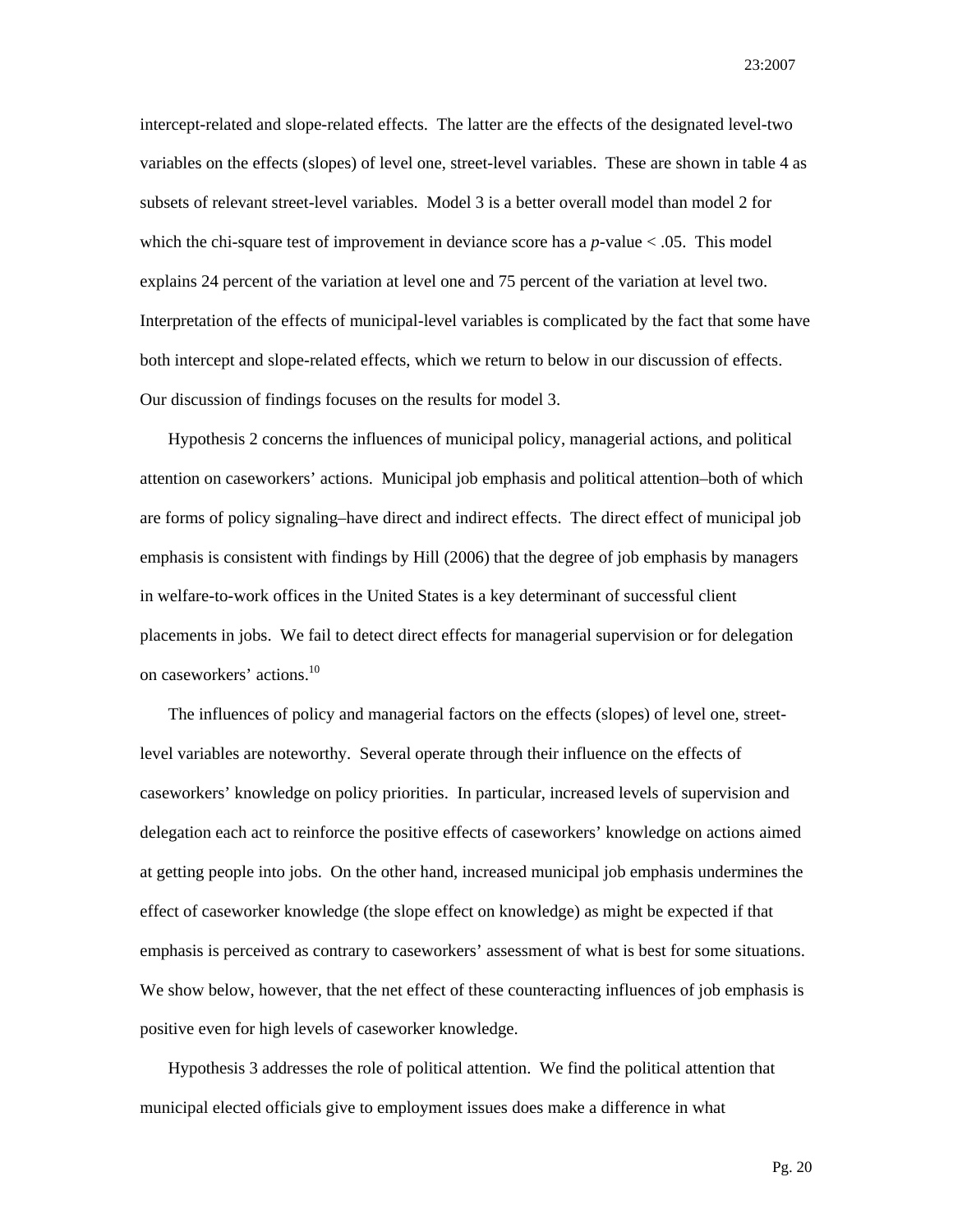intercept-related and slope-related effects. The latter are the effects of the designated level-two variables on the effects (slopes) of level one, street-level variables. These are shown in table 4 as subsets of relevant street-level variables. Model 3 is a better overall model than model 2 for which the chi-square test of improvement in deviance score has a *p*-value < .05. This model explains 24 percent of the variation at level one and 75 percent of the variation at level two. Interpretation of the effects of municipal-level variables is complicated by the fact that some have both intercept and slope-related effects, which we return to below in our discussion of effects. Our discussion of findings focuses on the results for model 3.

Hypothesis 2 concerns the influences of municipal policy, managerial actions, and political attention on caseworkers' actions. Municipal job emphasis and political attention–both of which are forms of policy signaling–have direct and indirect effects. The direct effect of municipal job emphasis is consistent with findings by Hill (2006) that the degree of job emphasis by managers in welfare-to-work offices in the United States is a key determinant of successful client placements in jobs. We fail to detect direct effects for managerial supervision or for delegation on caseworkers' actions.[10]

The influences of policy and managerial factors on the effects (slopes) of level one, street-level variables are noteworthy. Several operate through their influence on the effects of caseworkers' knowledge on policy priorities. In particular, increased levels of supervision and delegation each act to reinforce the positive effects of caseworkers' knowledge on actions aimed at getting people into jobs. On the other hand, increased municipal job emphasis undermines the effect of caseworker knowledge (the slope effect on knowledge) as might be expected if that emphasis is perceived as contrary to caseworkers' assessment of what is best for some situations. We show below, however, that the net effect of these counteracting influences of job emphasis is positive even for high levels of caseworker knowledge.

Hypothesis 3 addresses the role of political attention. We find the political attention that municipal elected officials give to employment issues does make a difference in what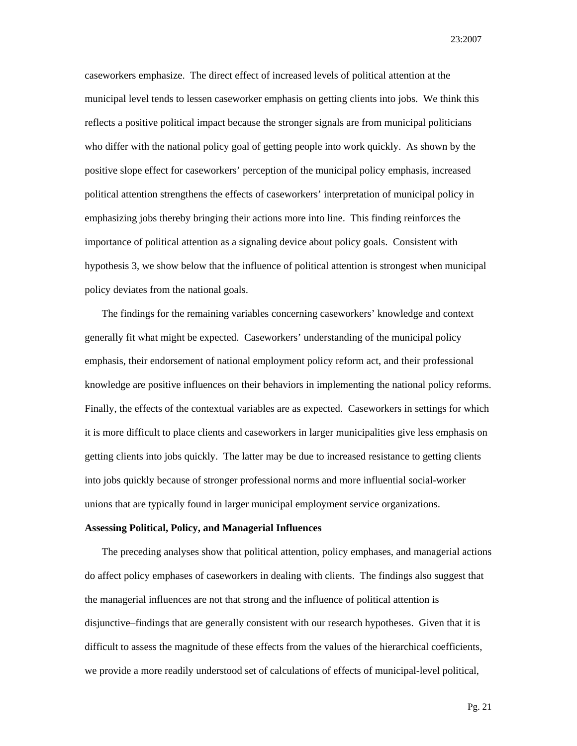caseworkers emphasize. The direct effect of increased levels of political attention at the municipal level tends to lessen caseworker emphasis on getting clients into jobs. We think this reflects a positive political impact because the stronger signals are from municipal politicians who differ with the national policy goal of getting people into work quickly. As shown by the positive slope effect for caseworkers' perception of the municipal policy emphasis, increased political attention strengthens the effects of caseworkers' interpretation of municipal policy in emphasizing jobs thereby bringing their actions more into line. This finding reinforces the importance of political attention as a signaling device about policy goals. Consistent with hypothesis 3, we show below that the influence of political attention is strongest when municipal policy deviates from the national goals.

The findings for the remaining variables concerning caseworkers' knowledge and context generally fit what might be expected. Caseworkers' understanding of the municipal policy emphasis, their endorsement of national employment policy reform act, and their professional knowledge are positive influences on their behaviors in implementing the national policy reforms. Finally, the effects of the contextual variables are as expected. Caseworkers in settings for which it is more difficult to place clients and caseworkers in larger municipalities give less emphasis on getting clients into jobs quickly. The latter may be due to increased resistance to getting clients into jobs quickly because of stronger professional norms and more influential social-worker unions that are typically found in larger municipal employment service organizations.

**Assessing Political, Policy, and Managerial Influences**

The preceding analyses show that political attention, policy emphases, and managerial actions do affect policy emphases of caseworkers in dealing with clients. The findings also suggest that the managerial influences are not that strong and the influence of political attention is disjunctive–findings that are generally consistent with our research hypotheses. Given that it is difficult to assess the magnitude of these effects from the values of the hierarchical coefficients, we provide a more readily understood set of calculations of effects of municipal-level political,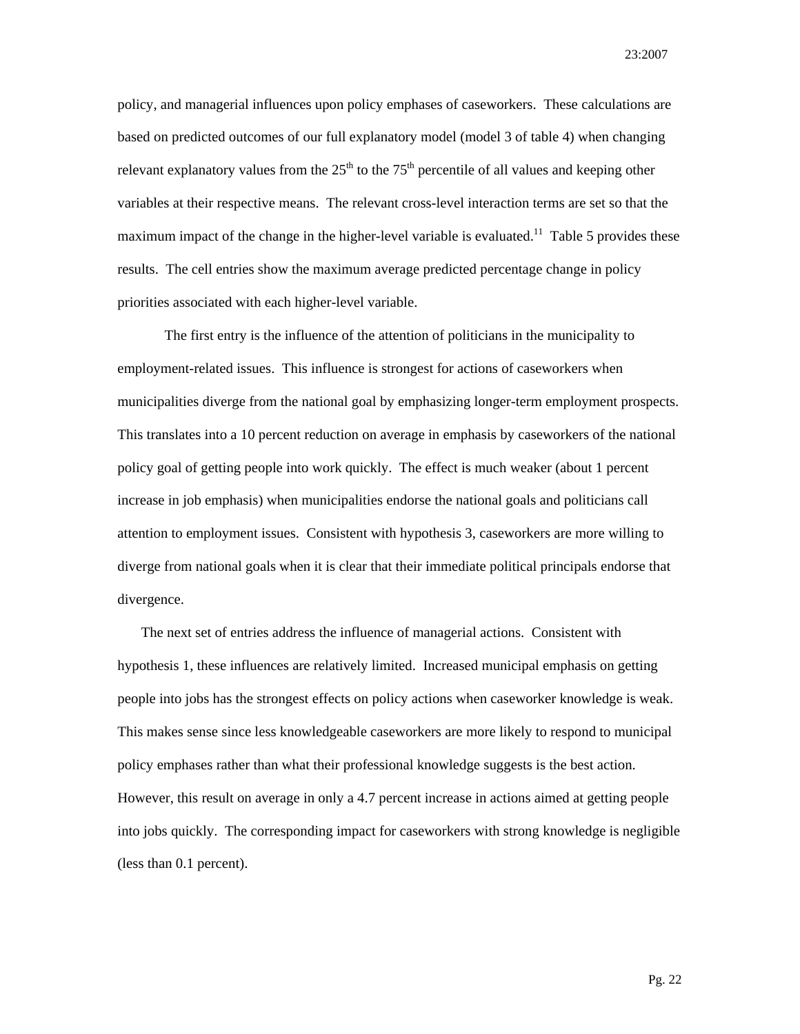policy, and managerial influences upon policy emphases of caseworkers. These calculations are based on predicted outcomes of our full explanatory model (model 3 of table 4) when changing relevant explanatory values from the 25th to the 75th percentile of all values and keeping other variables at their respective means. The relevant cross-level interaction terms are set so that the maximum impact of the change in the higher-level variable is evaluated.[11] Table 5 provides these results. The cell entries show the maximum average predicted percentage change in policy priorities associated with each higher-level variable.

The first entry is the influence of the attention of politicians in the municipality to employment-related issues. This influence is strongest for actions of caseworkers when municipalities diverge from the national goal by emphasizing longer-term employment prospects. This translates into a 10 percent reduction on average in emphasis by caseworkers of the national policy goal of getting people into work quickly. The effect is much weaker (about 1 percent increase in job emphasis) when municipalities endorse the national goals and politicians call attention to employment issues. Consistent with hypothesis 3, caseworkers are more willing to diverge from national goals when it is clear that their immediate political principals endorse that divergence.

The next set of entries address the influence of managerial actions. Consistent with hypothesis 1, these influences are relatively limited. Increased municipal emphasis on getting people into jobs has the strongest effects on policy actions when caseworker knowledge is weak. This makes sense since less knowledgeable caseworkers are more likely to respond to municipal policy emphases rather than what their professional knowledge suggests is the best action. However, this result on average in only a 4.7 percent increase in actions aimed at getting people into jobs quickly. The corresponding impact for caseworkers with strong knowledge is negligible (less than 0.1 percent).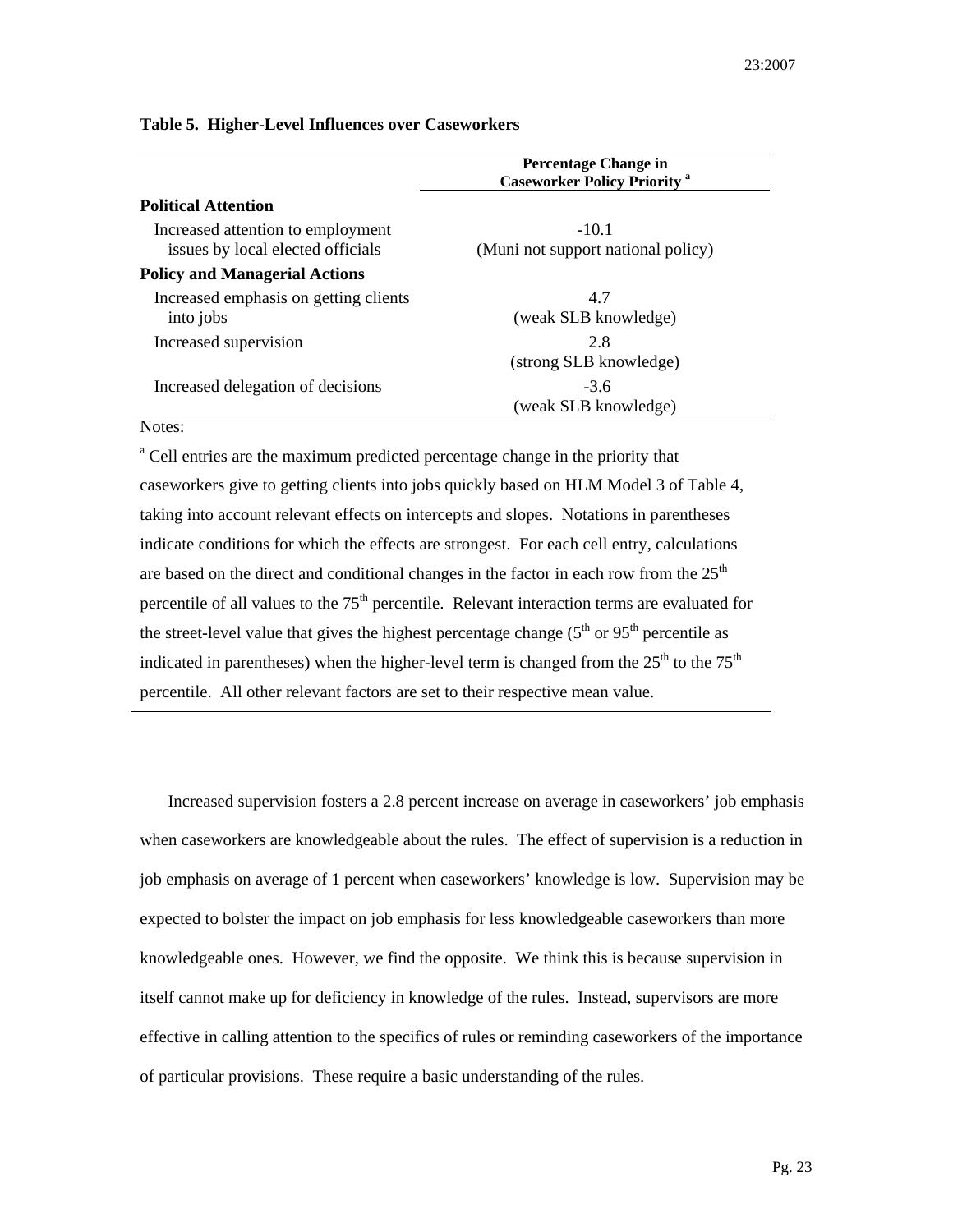**Table 5. Higher-Level Influences over Caseworkers**

| | Percentage Change in Caseworker Policy Priority [a] |
|---|---|
| **Political Attention** | |
| Increased attention to employment issues by local elected officials | -10.1 (Muni not support national policy) |
| **Policy and Managerial Actions** | |
| Increased emphasis on getting clients into jobs | 4.7 (weak SLB knowledge) |
| Increased supervision | 2.8 (strong SLB knowledge) |
| Increased delegation of decisions | -3.6 (weak SLB knowledge) |

Notes:

[a] Cell entries are the maximum predicted percentage change in the priority that caseworkers give to getting clients into jobs quickly based on HLM Model 3 of Table 4, taking into account relevant effects on intercepts and slopes. Notations in parentheses indicate conditions for which the effects are strongest. For each cell entry, calculations are based on the direct and conditional changes in the factor in each row from the 25th percentile of all values to the 75th percentile. Relevant interaction terms are evaluated for the street-level value that gives the highest percentage change (5th or 95th percentile as indicated in parentheses) when the higher-level term is changed from the 25th to the 75th percentile. All other relevant factors are set to their respective mean value.

Increased supervision fosters a 2.8 percent increase on average in caseworkers' job emphasis when caseworkers are knowledgeable about the rules. The effect of supervision is a reduction in job emphasis on average of 1 percent when caseworkers' knowledge is low. Supervision may be expected to bolster the impact on job emphasis for less knowledgeable caseworkers than more knowledgeable ones. However, we find the opposite. We think this is because supervision in itself cannot make up for deficiency in knowledge of the rules. Instead, supervisors are more effective in calling attention to the specifics of rules or reminding caseworkers of the importance of particular provisions. These require a basic understanding of the rules.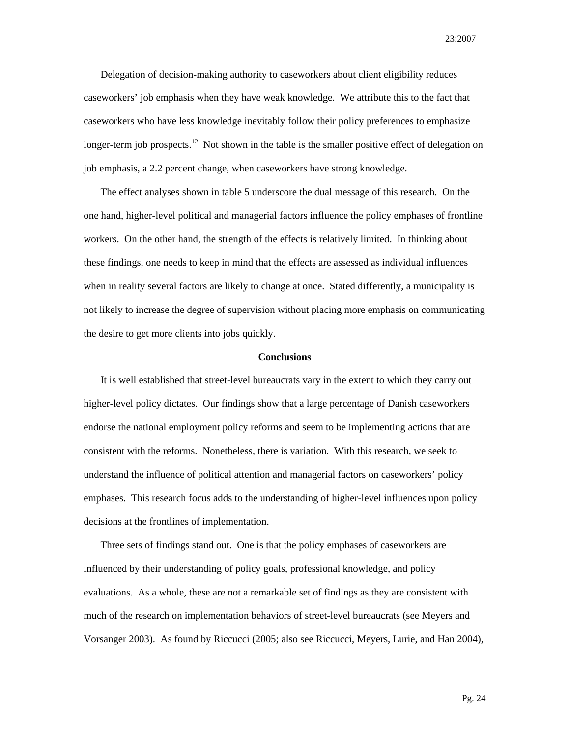Delegation of decision-making authority to caseworkers about client eligibility reduces caseworkers' job emphasis when they have weak knowledge. We attribute this to the fact that caseworkers who have less knowledge inevitably follow their policy preferences to emphasize longer-term job prospects.[12] Not shown in the table is the smaller positive effect of delegation on job emphasis, a 2.2 percent change, when caseworkers have strong knowledge.

The effect analyses shown in table 5 underscore the dual message of this research. On the one hand, higher-level political and managerial factors influence the policy emphases of frontline workers. On the other hand, the strength of the effects is relatively limited. In thinking about these findings, one needs to keep in mind that the effects are assessed as individual influences when in reality several factors are likely to change at once. Stated differently, a municipality is not likely to increase the degree of supervision without placing more emphasis on communicating the desire to get more clients into jobs quickly.

## Conclusions

It is well established that street-level bureaucrats vary in the extent to which they carry out higher-level policy dictates. Our findings show that a large percentage of Danish caseworkers endorse the national employment policy reforms and seem to be implementing actions that are consistent with the reforms. Nonetheless, there is variation. With this research, we seek to understand the influence of political attention and managerial factors on caseworkers' policy emphases. This research focus adds to the understanding of higher-level influences upon policy decisions at the frontlines of implementation.

Three sets of findings stand out. One is that the policy emphases of caseworkers are influenced by their understanding of policy goals, professional knowledge, and policy evaluations. As a whole, these are not a remarkable set of findings as they are consistent with much of the research on implementation behaviors of street-level bureaucrats (see Meyers and Vorsanger 2003). As found by Riccucci (2005; also see Riccucci, Meyers, Lurie, and Han 2004),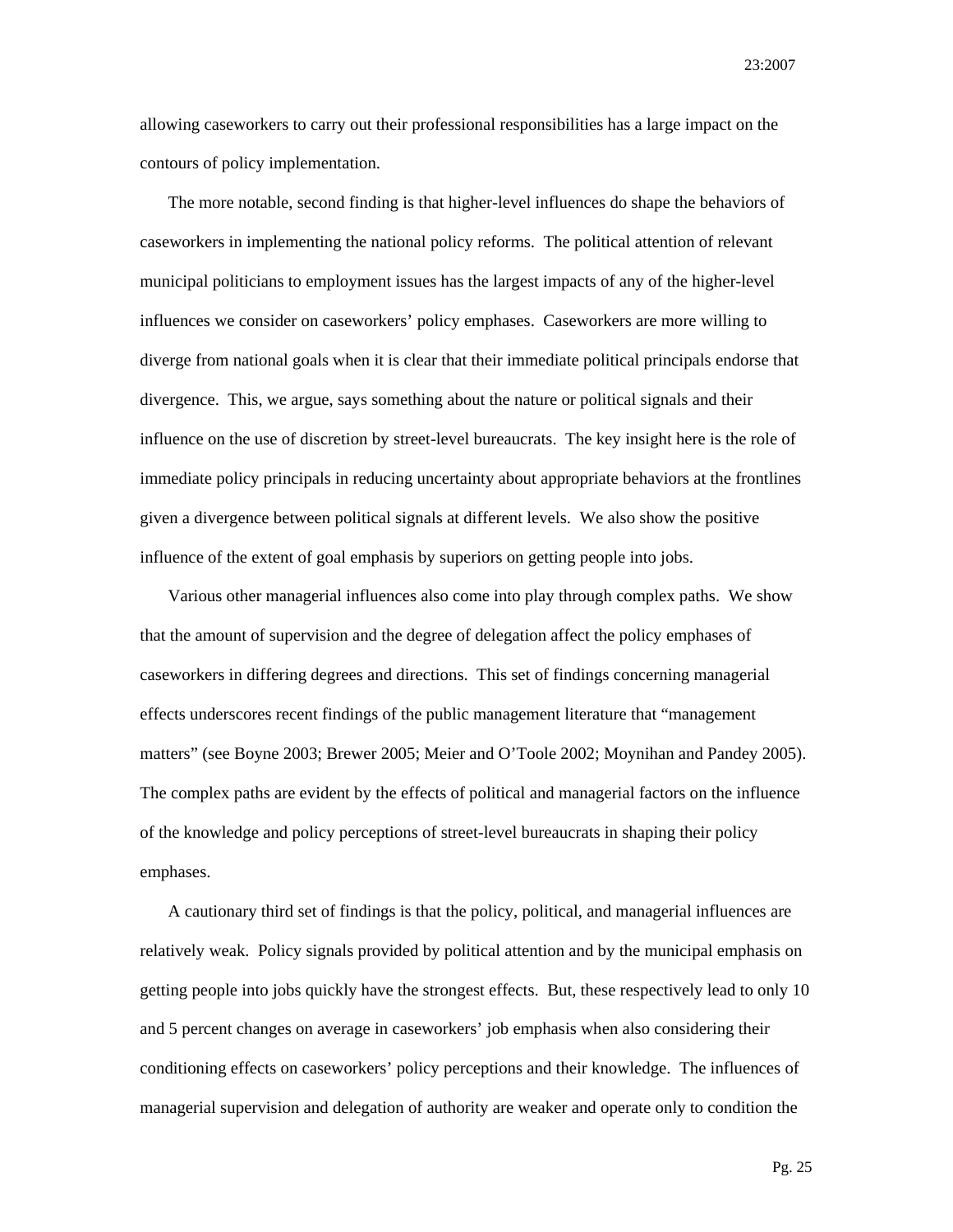allowing caseworkers to carry out their professional responsibilities has a large impact on the contours of policy implementation.

The more notable, second finding is that higher-level influences do shape the behaviors of caseworkers in implementing the national policy reforms. The political attention of relevant municipal politicians to employment issues has the largest impacts of any of the higher-level influences we consider on caseworkers' policy emphases. Caseworkers are more willing to diverge from national goals when it is clear that their immediate political principals endorse that divergence. This, we argue, says something about the nature or political signals and their influence on the use of discretion by street-level bureaucrats. The key insight here is the role of immediate policy principals in reducing uncertainty about appropriate behaviors at the frontlines given a divergence between political signals at different levels. We also show the positive influence of the extent of goal emphasis by superiors on getting people into jobs.

Various other managerial influences also come into play through complex paths. We show that the amount of supervision and the degree of delegation affect the policy emphases of caseworkers in differing degrees and directions. This set of findings concerning managerial effects underscores recent findings of the public management literature that "management matters" (see Boyne 2003; Brewer 2005; Meier and O'Toole 2002; Moynihan and Pandey 2005). The complex paths are evident by the effects of political and managerial factors on the influence of the knowledge and policy perceptions of street-level bureaucrats in shaping their policy emphases.

A cautionary third set of findings is that the policy, political, and managerial influences are relatively weak. Policy signals provided by political attention and by the municipal emphasis on getting people into jobs quickly have the strongest effects. But, these respectively lead to only 10 and 5 percent changes on average in caseworkers' job emphasis when also considering their conditioning effects on caseworkers' policy perceptions and their knowledge. The influences of managerial supervision and delegation of authority are weaker and operate only to condition the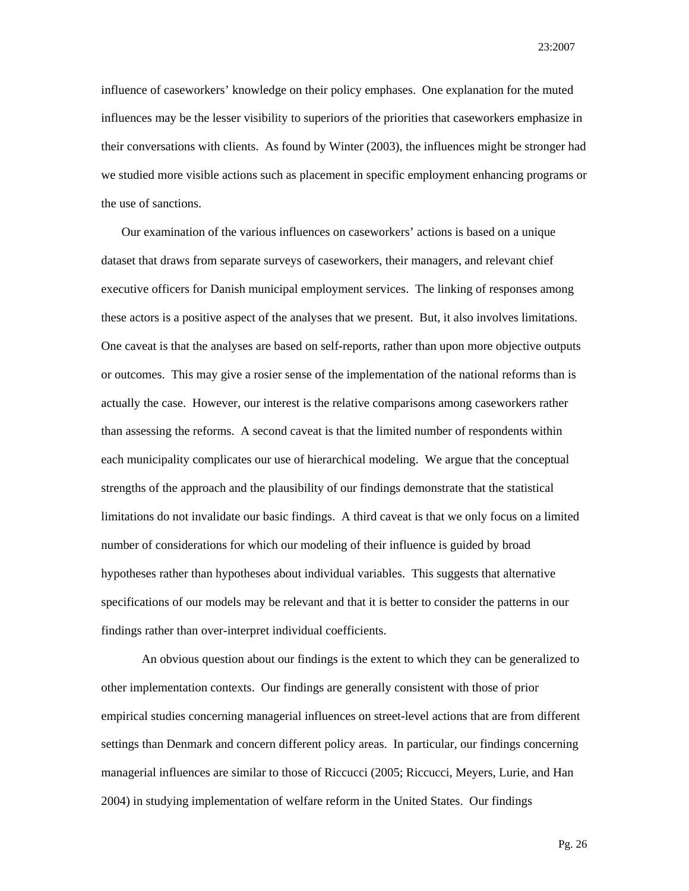influence of caseworkers' knowledge on their policy emphases. One explanation for the muted influences may be the lesser visibility to superiors of the priorities that caseworkers emphasize in their conversations with clients. As found by Winter (2003), the influences might be stronger had we studied more visible actions such as placement in specific employment enhancing programs or the use of sanctions.

Our examination of the various influences on caseworkers' actions is based on a unique dataset that draws from separate surveys of caseworkers, their managers, and relevant chief executive officers for Danish municipal employment services. The linking of responses among these actors is a positive aspect of the analyses that we present. But, it also involves limitations. One caveat is that the analyses are based on self-reports, rather than upon more objective outputs or outcomes. This may give a rosier sense of the implementation of the national reforms than is actually the case. However, our interest is the relative comparisons among caseworkers rather than assessing the reforms. A second caveat is that the limited number of respondents within each municipality complicates our use of hierarchical modeling. We argue that the conceptual strengths of the approach and the plausibility of our findings demonstrate that the statistical limitations do not invalidate our basic findings. A third caveat is that we only focus on a limited number of considerations for which our modeling of their influence is guided by broad hypotheses rather than hypotheses about individual variables. This suggests that alternative specifications of our models may be relevant and that it is better to consider the patterns in our findings rather than over-interpret individual coefficients.

An obvious question about our findings is the extent to which they can be generalized to other implementation contexts. Our findings are generally consistent with those of prior empirical studies concerning managerial influences on street-level actions that are from different settings than Denmark and concern different policy areas. In particular, our findings concerning managerial influences are similar to those of Riccucci (2005; Riccucci, Meyers, Lurie, and Han 2004) in studying implementation of welfare reform in the United States. Our findings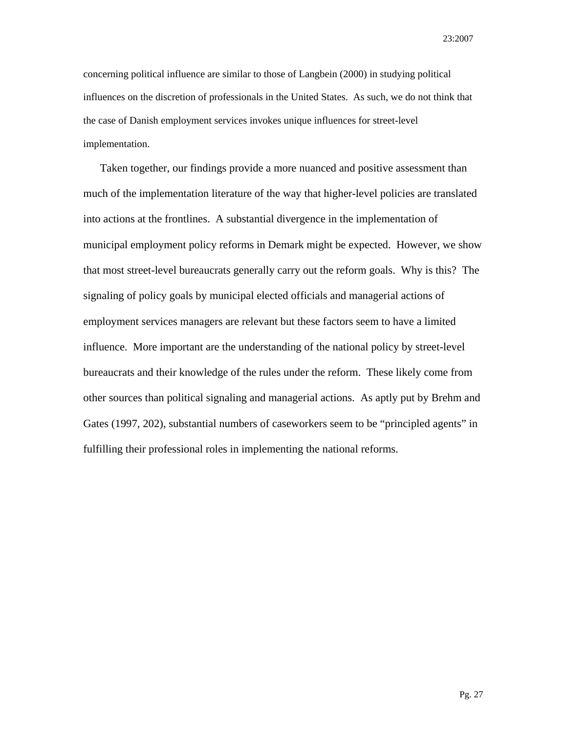concerning political influence are similar to those of Langbein (2000) in studying political influences on the discretion of professionals in the United States. As such, we do not think that the case of Danish employment services invokes unique influences for street-level implementation.

Taken together, our findings provide a more nuanced and positive assessment than much of the implementation literature of the way that higher-level policies are translated into actions at the frontlines. A substantial divergence in the implementation of municipal employment policy reforms in Demark might be expected. However, we show that most street-level bureaucrats generally carry out the reform goals. Why is this? The signaling of policy goals by municipal elected officials and managerial actions of employment services managers are relevant but these factors seem to have a limited influence. More important are the understanding of the national policy by street-level bureaucrats and their knowledge of the rules under the reform. These likely come from other sources than political signaling and managerial actions. As aptly put by Brehm and Gates (1997, 202), substantial numbers of caseworkers seem to be "principled agents" in fulfilling their professional roles in implementing the national reforms.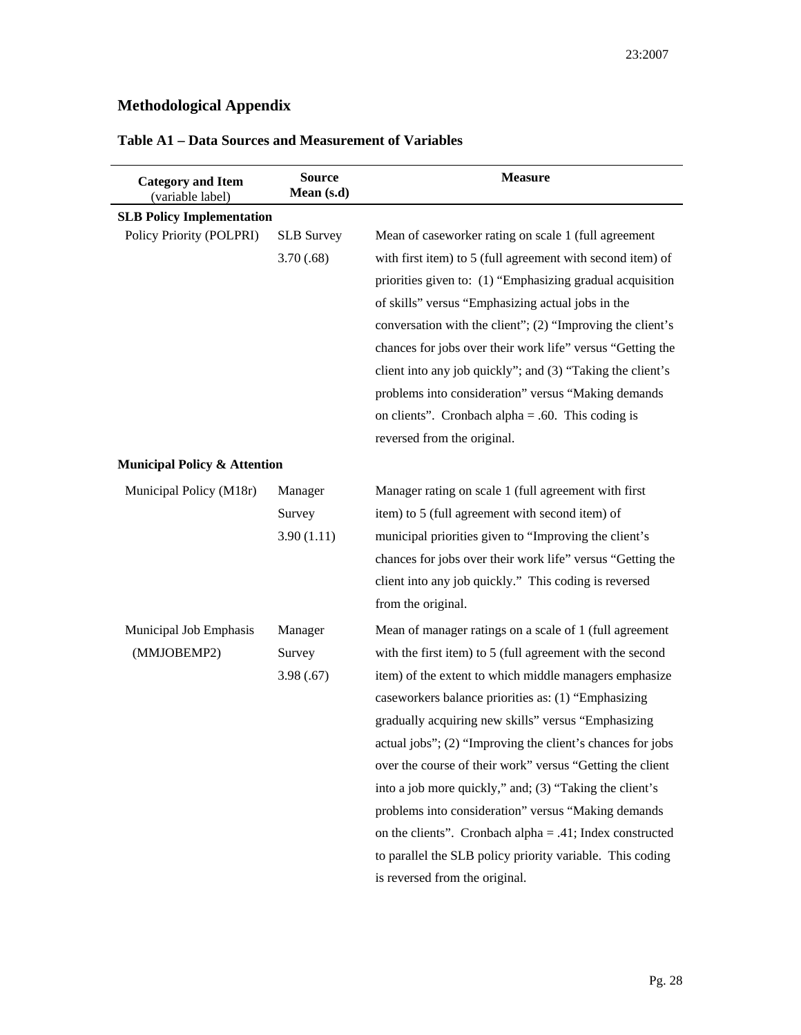## Methodological Appendix

### Table A1 – Data Sources and Measurement of Variables

| Category and Item (variable label) | Source Mean (s.d) | Measure |
|---|---|---|
| **SLB Policy Implementation** | | |
| Policy Priority (POLPRI) | SLB Survey 3.70 (.68) | Mean of caseworker rating on scale 1 (full agreement with first item) to 5 (full agreement with second item) of priorities given to: (1) "Emphasizing gradual acquisition of skills" versus "Emphasizing actual jobs in the conversation with the client"; (2) "Improving the client's chances for jobs over their work life" versus "Getting the client into any job quickly"; and (3) "Taking the client's problems into consideration" versus "Making demands on clients". Cronbach alpha = .60. This coding is reversed from the original. |
| **Municipal Policy & Attention** | | |
| Municipal Policy (M18r) | Manager Survey 3.90 (1.11) | Manager rating on scale 1 (full agreement with first item) to 5 (full agreement with second item) of municipal priorities given to "Improving the client's chances for jobs over their work life" versus "Getting the client into any job quickly." This coding is reversed from the original. |
| Municipal Job Emphasis (MMJOBEMP2) | Manager Survey 3.98 (.67) | Mean of manager ratings on a scale of 1 (full agreement with the first item) to 5 (full agreement with the second item) of the extent to which middle managers emphasize caseworkers balance priorities as: (1) "Emphasizing gradually acquiring new skills" versus "Emphasizing actual jobs"; (2) "Improving the client's chances for jobs over the course of their work" versus "Getting the client into a job more quickly," and; (3) "Taking the client's problems into consideration" versus "Making demands on the clients". Cronbach alpha = .41; Index constructed to parallel the SLB policy priority variable. This coding is reversed from the original. |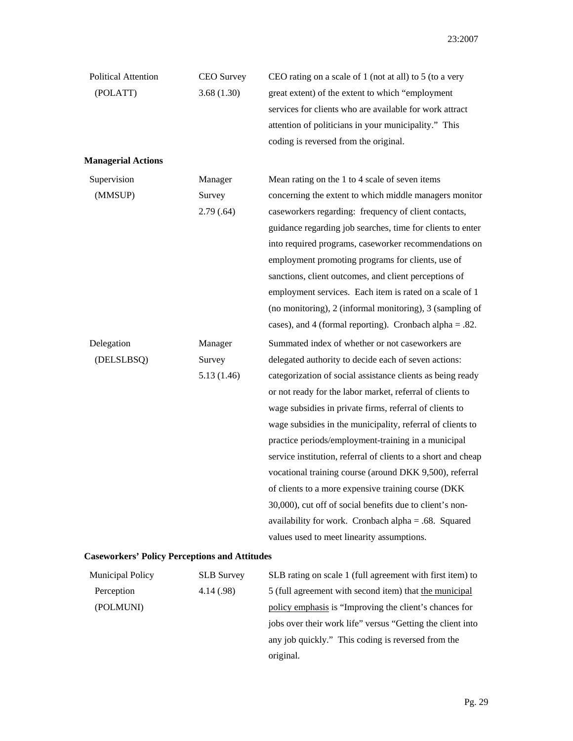| | | |
|---|---|---|
| Political Attention (POLATT) | CEO Survey 3.68 (1.30) | CEO rating on a scale of 1 (not at all) to 5 (to a very great extent) of the extent to which "employment services for clients who are available for work attract attention of politicians in your municipality." This coding is reversed from the original. |
| **Managerial Actions** | | |
| Supervision (MMSUP) | Manager Survey 2.79 (.64) | Mean rating on the 1 to 4 scale of seven items concerning the extent to which middle managers monitor caseworkers regarding: frequency of client contacts, guidance regarding job searches, time for clients to enter into required programs, caseworker recommendations on employment promoting programs for clients, use of sanctions, client outcomes, and client perceptions of employment services. Each item is rated on a scale of 1 (no monitoring), 2 (informal monitoring), 3 (sampling of cases), and 4 (formal reporting). Cronbach alpha = .82. |
| Delegation (DELSLBSQ) | Manager Survey 5.13 (1.46) | Summated index of whether or not caseworkers are delegated authority to decide each of seven actions: categorization of social assistance clients as being ready or not ready for the labor market, referral of clients to wage subsidies in private firms, referral of clients to wage subsidies in the municipality, referral of clients to practice periods/employment-training in a municipal service institution, referral of clients to a short and cheap vocational training course (around DKK 9,500), referral of clients to a more expensive training course (DKK 30,000), cut off of social benefits due to client's non-availability for work. Cronbach alpha = .68. Squared values used to meet linearity assumptions. |
| **Caseworkers' Policy Perceptions and Attitudes** | | |
| Municipal Policy Perception (POLMUNI) | SLB Survey 4.14 (.98) | SLB rating on scale 1 (full agreement with first item) to 5 (full agreement with second item) that <u>the municipal policy emphasis</u> is "Improving the client's chances for jobs over their work life" versus "Getting the client into any job quickly." This coding is reversed from the original. |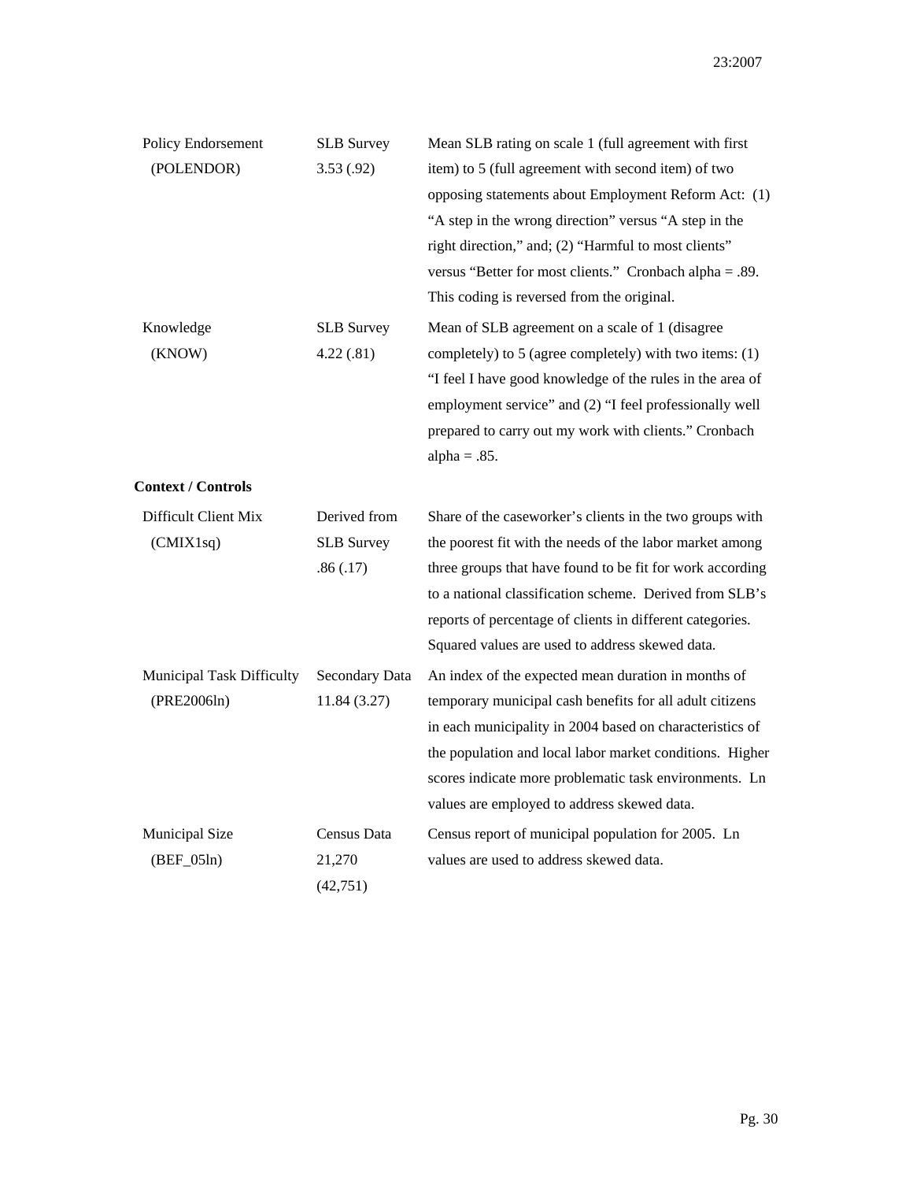| | | |
|---|---|---|
| Policy Endorsement (POLENDOR) | SLB Survey 3.53 (.92) | Mean SLB rating on scale 1 (full agreement with first item) to 5 (full agreement with second item) of two opposing statements about Employment Reform Act: (1) "A step in the wrong direction" versus "A step in the right direction," and; (2) "Harmful to most clients" versus "Better for most clients." Cronbach alpha = .89. This coding is reversed from the original. |
| Knowledge (KNOW) | SLB Survey 4.22 (.81) | Mean of SLB agreement on a scale of 1 (disagree completely) to 5 (agree completely) with two items: (1) "I feel I have good knowledge of the rules in the area of employment service" and (2) "I feel professionally well prepared to carry out my work with clients." Cronbach alpha = .85. |
| **Context / Controls** | | |
| Difficult Client Mix (CMIX1sq) | Derived from SLB Survey .86 (.17) | Share of the caseworker's clients in the two groups with the poorest fit with the needs of the labor market among three groups that have found to be fit for work according to a national classification scheme. Derived from SLB's reports of percentage of clients in different categories. Squared values are used to address skewed data. |
| Municipal Task Difficulty (PRE2006ln) | Secondary Data 11.84 (3.27) | An index of the expected mean duration in months of temporary municipal cash benefits for all adult citizens in each municipality in 2004 based on characteristics of the population and local labor market conditions. Higher scores indicate more problematic task environments. Ln values are employed to address skewed data. |
| Municipal Size (BEF_05ln) | Census Data 21,270 (42,751) | Census report of municipal population for 2005. Ln values are used to address skewed data. |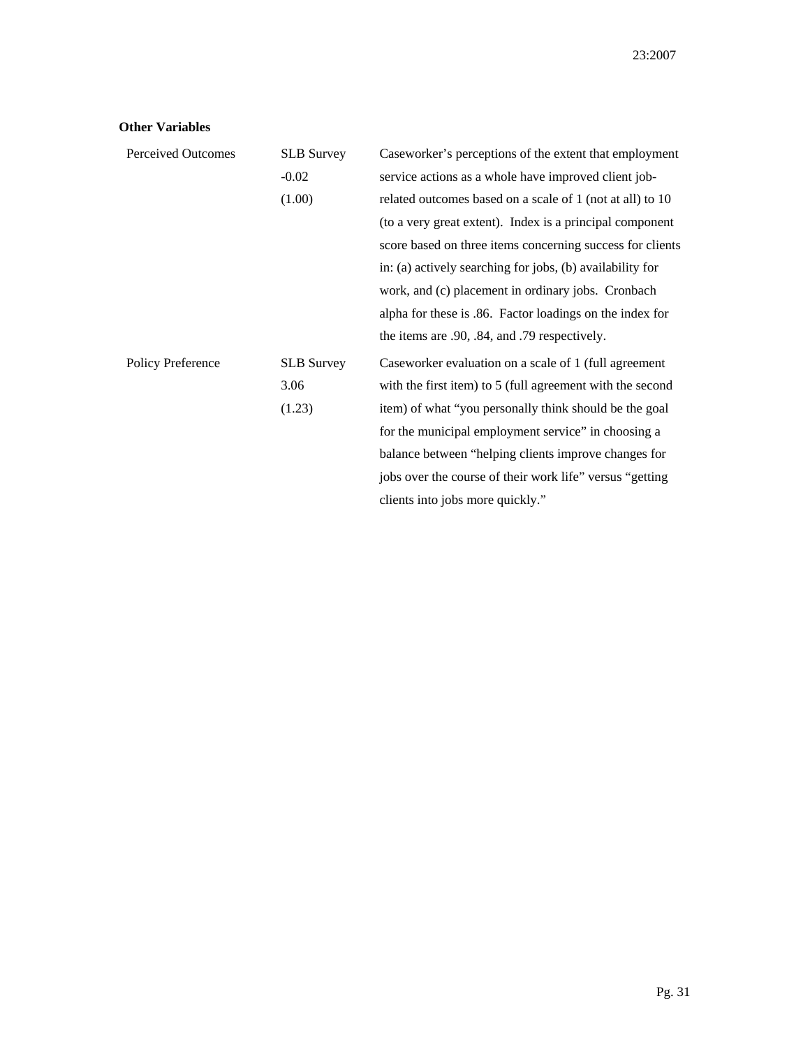**Other Variables**

| | | |
|---|---|---|
| Perceived Outcomes | SLB Survey<br>-0.02<br>(1.00) | Caseworker's perceptions of the extent that employment service actions as a whole have improved client job-related outcomes based on a scale of 1 (not at all) to 10 (to a very great extent). Index is a principal component score based on three items concerning success for clients in: (a) actively searching for jobs, (b) availability for work, and (c) placement in ordinary jobs. Cronbach alpha for these is .86. Factor loadings on the index for the items are .90, .84, and .79 respectively. |
| Policy Preference | SLB Survey<br>3.06<br>(1.23) | Caseworker evaluation on a scale of 1 (full agreement with the first item) to 5 (full agreement with the second item) of what "you personally think should be the goal for the municipal employment service" in choosing a balance between "helping clients improve changes for jobs over the course of their work life" versus "getting clients into jobs more quickly." |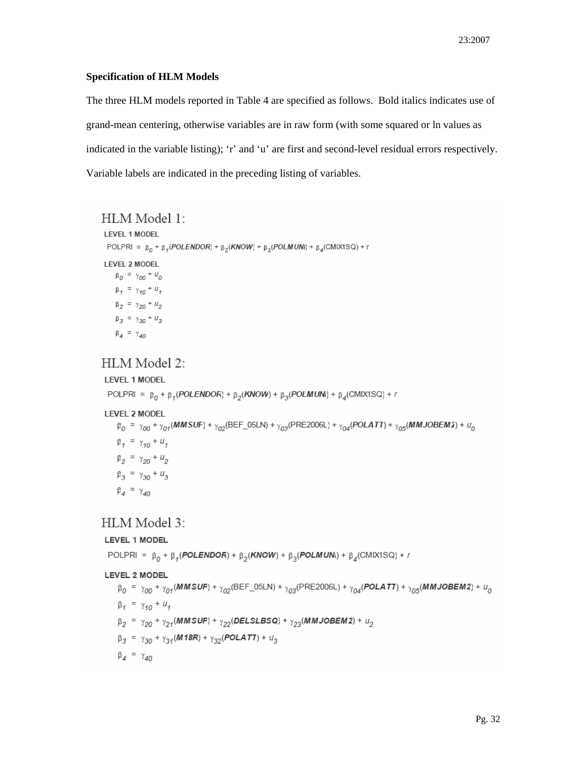**Specification of HLM Models**

The three HLM models reported in Table 4 are specified as follows. Bold italics indicates use of grand-mean centering, otherwise variables are in raw form (with some squared or ln values as indicated in the variable listing); 'r' and 'u' are first and second-level residual errors respectively. Variable labels are indicated in the preceding listing of variables.

## HLM Model 1:

LEVEL 1 MODEL

$$\text{POLPRI} = \beta_0 + \beta_1(\boldsymbol{\mathit{POLENDOR}}) + \beta_2(\boldsymbol{\mathit{KNOW}}) + \beta_3(\boldsymbol{\mathit{POLMUNI}}) + \beta_4(\text{CMIX1SQ}) + r$$

LEVEL 2 MODEL

$$\beta_0 = \gamma_{00} + u_0$$
$$\beta_1 = \gamma_{10} + u_1$$
$$\beta_2 = \gamma_{20} + u_2$$
$$\beta_3 = \gamma_{30} + u_3$$
$$\beta_4 = \gamma_{40}$$

## HLM Model 2:

LEVEL 1 MODEL

$$\text{POLPRI} = \beta_0 + \beta_1(\boldsymbol{\mathit{POLENDOR}}) + \beta_2(\boldsymbol{\mathit{KNOW}}) + \beta_3(\boldsymbol{\mathit{POLMUNI}}) + \beta_4(\text{CMIX1SQ}) + r$$

LEVEL 2 MODEL

$$\beta_0 = \gamma_{00} + \gamma_{01}(\boldsymbol{\mathit{MMSUF}}) + \gamma_{02}(\text{BEF\_05LN}) + \gamma_{03}(\text{PRE2006L}) + \gamma_{04}(\boldsymbol{\mathit{POLATT1}}) + \gamma_{05}(\boldsymbol{\mathit{MMJOBEM2}}) + u_0$$
$$\beta_1 = \gamma_{10} + u_1$$
$$\beta_2 = \gamma_{20} + u_2$$
$$\beta_3 = \gamma_{30} + u_3$$
$$\beta_4 = \gamma_{40}$$

## HLM Model 3:

LEVEL 1 MODEL

$$\text{POLPRI} = \beta_0 + \beta_1(\boldsymbol{\mathit{POLENDOR}}) + \beta_2(\boldsymbol{\mathit{KNOW}}) + \beta_3(\boldsymbol{\mathit{POLMUNI}}) + \beta_4(\text{CMIX1SQ}) + r$$

LEVEL 2 MODEL

$$\beta_0 = \gamma_{00} + \gamma_{01}(\boldsymbol{\mathit{MMSUF}}) + \gamma_{02}(\text{BEF\_05LN}) + \gamma_{03}(\text{PRE2006L}) + \gamma_{04}(\boldsymbol{\mathit{POLATT1}}) + \gamma_{05}(\boldsymbol{\mathit{MMJOBEM2}}) + u_0$$
$$\beta_1 = \gamma_{10} + u_1$$
$$\beta_2 = \gamma_{20} + \gamma_{21}(\boldsymbol{\mathit{MMSUF}}) + \gamma_{22}(\boldsymbol{\mathit{DELSLBSQ}}) + \gamma_{23}(\boldsymbol{\mathit{MMJOBEM2}}) + u_2$$
$$\beta_3 = \gamma_{30} + \gamma_{31}(\boldsymbol{\mathit{M18R}}) + \gamma_{32}(\boldsymbol{\mathit{POLATT1}}) + u_3$$
$$\beta_4 = \gamma_{40}$$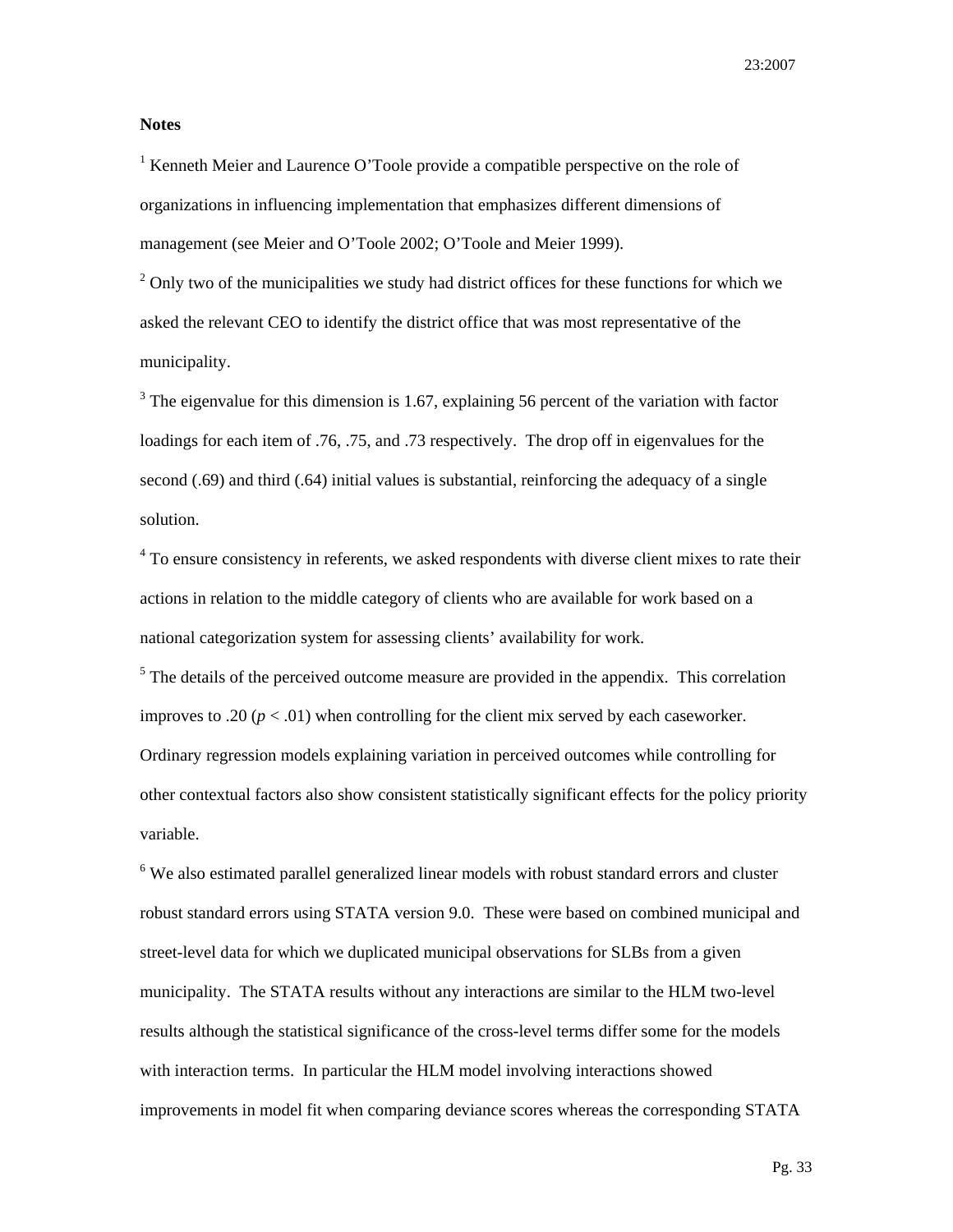**Notes**

[1] Kenneth Meier and Laurence O'Toole provide a compatible perspective on the role of organizations in influencing implementation that emphasizes different dimensions of management (see Meier and O'Toole 2002; O'Toole and Meier 1999).

[2] Only two of the municipalities we study had district offices for these functions for which we asked the relevant CEO to identify the district office that was most representative of the municipality.

[3] The eigenvalue for this dimension is 1.67, explaining 56 percent of the variation with factor loadings for each item of .76, .75, and .73 respectively. The drop off in eigenvalues for the second (.69) and third (.64) initial values is substantial, reinforcing the adequacy of a single solution.

[4] To ensure consistency in referents, we asked respondents with diverse client mixes to rate their actions in relation to the middle category of clients who are available for work based on a national categorization system for assessing clients' availability for work.

[5] The details of the perceived outcome measure are provided in the appendix. This correlation improves to .20 ($p < .01$) when controlling for the client mix served by each caseworker. Ordinary regression models explaining variation in perceived outcomes while controlling for other contextual factors also show consistent statistically significant effects for the policy priority variable.

[6] We also estimated parallel generalized linear models with robust standard errors and cluster robust standard errors using STATA version 9.0. These were based on combined municipal and street-level data for which we duplicated municipal observations for SLBs from a given municipality. The STATA results without any interactions are similar to the HLM two-level results although the statistical significance of the cross-level terms differ some for the models with interaction terms. In particular the HLM model involving interactions showed improvements in model fit when comparing deviance scores whereas the corresponding STATA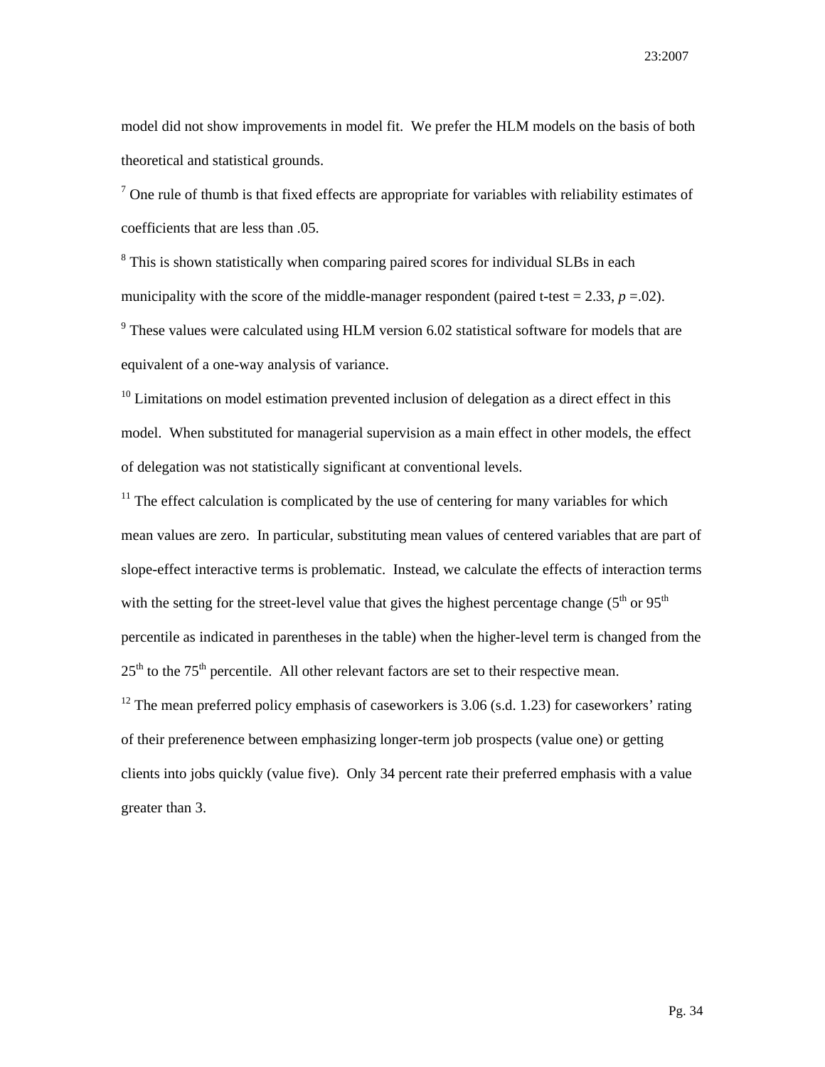model did not show improvements in model fit. We prefer the HLM models on the basis of both theoretical and statistical grounds.

[7] One rule of thumb is that fixed effects are appropriate for variables with reliability estimates of coefficients that are less than .05.

[8] This is shown statistically when comparing paired scores for individual SLBs in each municipality with the score of the middle-manager respondent (paired t-test = 2.33, $p$ =.02).

[9] These values were calculated using HLM version 6.02 statistical software for models that are equivalent of a one-way analysis of variance.

[10] Limitations on model estimation prevented inclusion of delegation as a direct effect in this model. When substituted for managerial supervision as a main effect in other models, the effect of delegation was not statistically significant at conventional levels.

[11] The effect calculation is complicated by the use of centering for many variables for which mean values are zero. In particular, substituting mean values of centered variables that are part of slope-effect interactive terms is problematic. Instead, we calculate the effects of interaction terms with the setting for the street-level value that gives the highest percentage change (5th or 95th percentile as indicated in parentheses in the table) when the higher-level term is changed from the 25th to the 75th percentile. All other relevant factors are set to their respective mean.

[12] The mean preferred policy emphasis of caseworkers is 3.06 (s.d. 1.23) for caseworkers' rating of their preferenence between emphasizing longer-term job prospects (value one) or getting clients into jobs quickly (value five). Only 34 percent rate their preferred emphasis with a value greater than 3.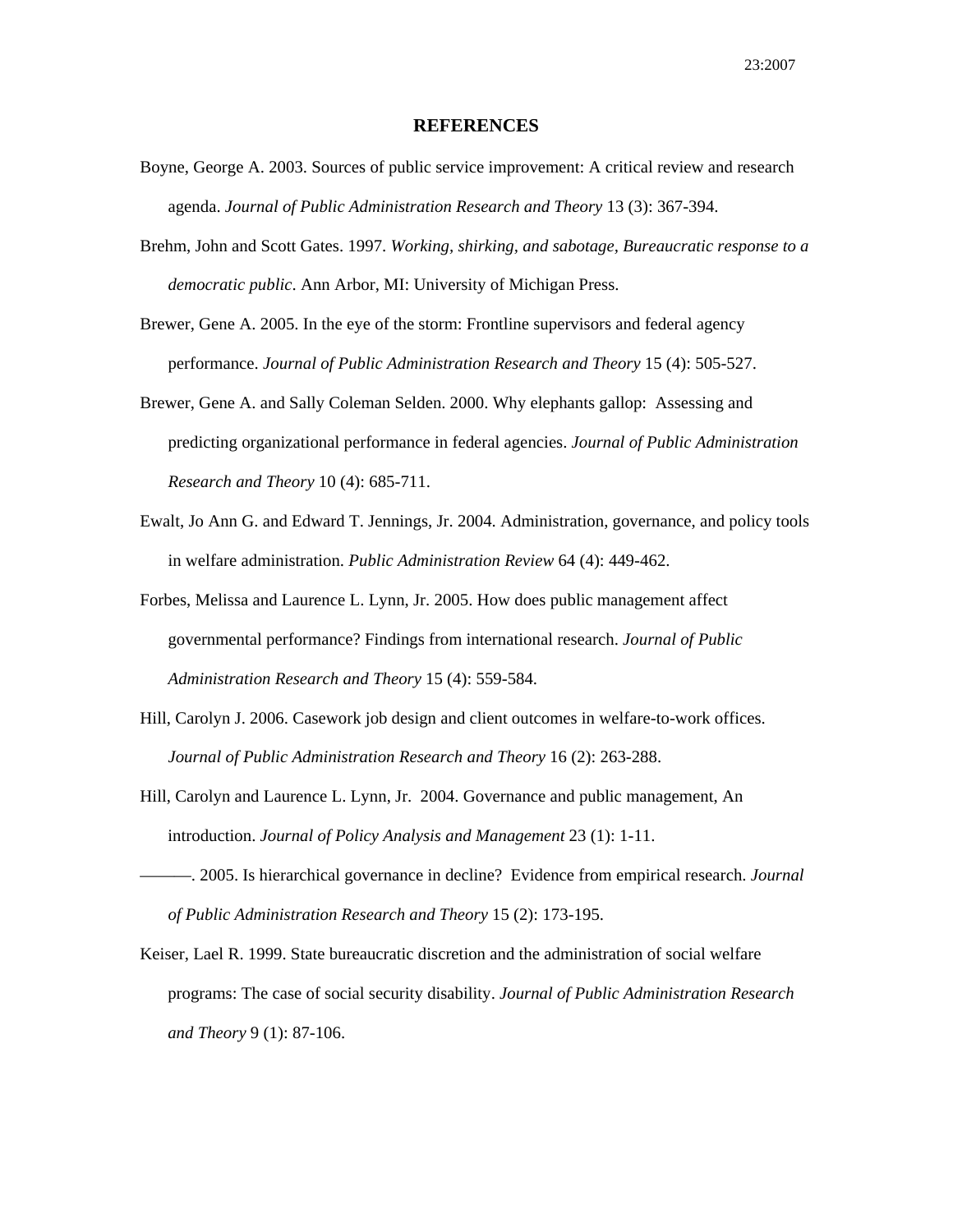# REFERENCES

Boyne, George A. 2003. Sources of public service improvement: A critical review and research agenda. *Journal of Public Administration Research and Theory* 13 (3): 367-394.

Brehm, John and Scott Gates. 1997. *Working, shirking, and sabotage, Bureaucratic response to a democratic public*. Ann Arbor, MI: University of Michigan Press.

Brewer, Gene A. 2005. In the eye of the storm: Frontline supervisors and federal agency performance. *Journal of Public Administration Research and Theory* 15 (4): 505-527.

Brewer, Gene A. and Sally Coleman Selden. 2000. Why elephants gallop: Assessing and predicting organizational performance in federal agencies. *Journal of Public Administration Research and Theory* 10 (4): 685-711.

Ewalt, Jo Ann G. and Edward T. Jennings, Jr. 2004. Administration, governance, and policy tools in welfare administration. *Public Administration Review* 64 (4): 449-462.

Forbes, Melissa and Laurence L. Lynn, Jr. 2005. How does public management affect governmental performance? Findings from international research. *Journal of Public Administration Research and Theory* 15 (4): 559-584.

Hill, Carolyn J. 2006. Casework job design and client outcomes in welfare-to-work offices. *Journal of Public Administration Research and Theory* 16 (2): 263-288.

Hill, Carolyn and Laurence L. Lynn, Jr. 2004. Governance and public management, An introduction. *Journal of Policy Analysis and Management* 23 (1): 1-11.

———. 2005. Is hierarchical governance in decline? Evidence from empirical research. *Journal of Public Administration Research and Theory* 15 (2): 173-195.

Keiser, Lael R. 1999. State bureaucratic discretion and the administration of social welfare programs: The case of social security disability. *Journal of Public Administration Research and Theory* 9 (1): 87-106.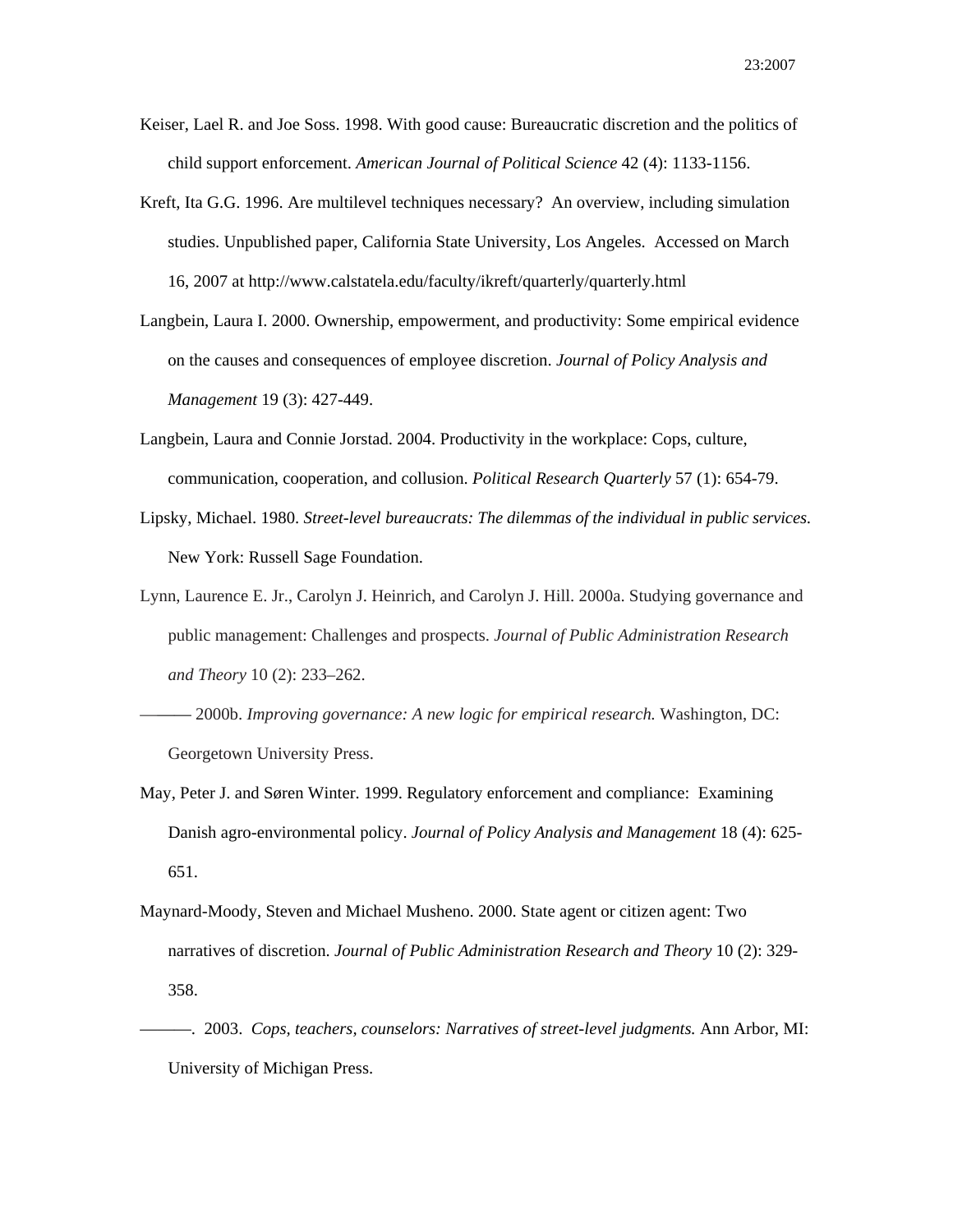Keiser, Lael R. and Joe Soss. 1998. With good cause: Bureaucratic discretion and the politics of child support enforcement. *American Journal of Political Science* 42 (4): 1133-1156.

Kreft, Ita G.G. 1996. Are multilevel techniques necessary? An overview, including simulation studies. Unpublished paper, California State University, Los Angeles. Accessed on March 16, 2007 at http://www.calstatela.edu/faculty/ikreft/quarterly/quarterly.html

Langbein, Laura I. 2000. Ownership, empowerment, and productivity: Some empirical evidence on the causes and consequences of employee discretion. *Journal of Policy Analysis and Management* 19 (3): 427-449.

Langbein, Laura and Connie Jorstad. 2004. Productivity in the workplace: Cops, culture, communication, cooperation, and collusion. *Political Research Quarterly* 57 (1): 654-79.

Lipsky, Michael. 1980. *Street-level bureaucrats: The dilemmas of the individual in public services.* New York: Russell Sage Foundation.

Lynn, Laurence E. Jr., Carolyn J. Heinrich, and Carolyn J. Hill. 2000a. Studying governance and public management: Challenges and prospects. *Journal of Public Administration Research and Theory* 10 (2): 233–262.

——— 2000b. *Improving governance: A new logic for empirical research.* Washington, DC: Georgetown University Press.

May, Peter J. and Søren Winter. 1999. Regulatory enforcement and compliance: Examining Danish agro-environmental policy. *Journal of Policy Analysis and Management* 18 (4): 625-651.

Maynard-Moody, Steven and Michael Musheno. 2000. State agent or citizen agent: Two narratives of discretion. *Journal of Public Administration Research and Theory* 10 (2): 329-358.

———. 2003. *Cops, teachers, counselors: Narratives of street-level judgments.* Ann Arbor, MI: University of Michigan Press.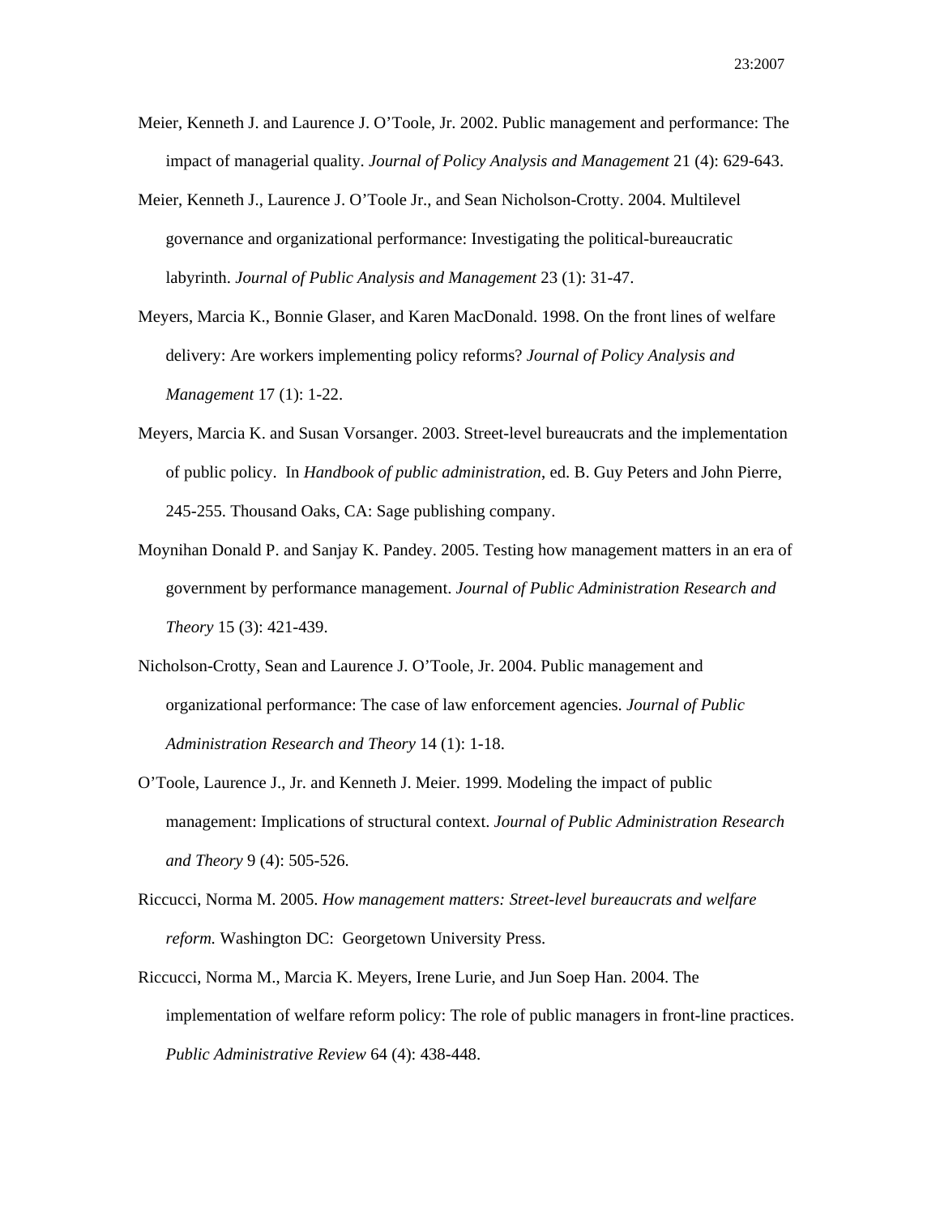Meier, Kenneth J. and Laurence J. O'Toole, Jr. 2002. Public management and performance: The impact of managerial quality. *Journal of Policy Analysis and Management* 21 (4): 629-643.

Meier, Kenneth J., Laurence J. O'Toole Jr., and Sean Nicholson-Crotty. 2004. Multilevel governance and organizational performance: Investigating the political-bureaucratic labyrinth. *Journal of Public Analysis and Management* 23 (1): 31-47.

Meyers, Marcia K., Bonnie Glaser, and Karen MacDonald. 1998. On the front lines of welfare delivery: Are workers implementing policy reforms? *Journal of Policy Analysis and Management* 17 (1): 1-22.

Meyers, Marcia K. and Susan Vorsanger. 2003. Street-level bureaucrats and the implementation of public policy. In *Handbook of public administration*, ed. B. Guy Peters and John Pierre, 245-255. Thousand Oaks, CA: Sage publishing company.

Moynihan Donald P. and Sanjay K. Pandey. 2005. Testing how management matters in an era of government by performance management. *Journal of Public Administration Research and Theory* 15 (3): 421-439.

Nicholson-Crotty, Sean and Laurence J. O'Toole, Jr. 2004. Public management and organizational performance: The case of law enforcement agencies. *Journal of Public Administration Research and Theory* 14 (1): 1-18.

O'Toole, Laurence J., Jr. and Kenneth J. Meier. 1999. Modeling the impact of public management: Implications of structural context. *Journal of Public Administration Research and Theory* 9 (4): 505-526.

Riccucci, Norma M. 2005. *How management matters: Street-level bureaucrats and welfare reform.* Washington DC: Georgetown University Press.

Riccucci, Norma M., Marcia K. Meyers, Irene Lurie, and Jun Soep Han. 2004. The implementation of welfare reform policy: The role of public managers in front-line practices. *Public Administrative Review* 64 (4): 438-448.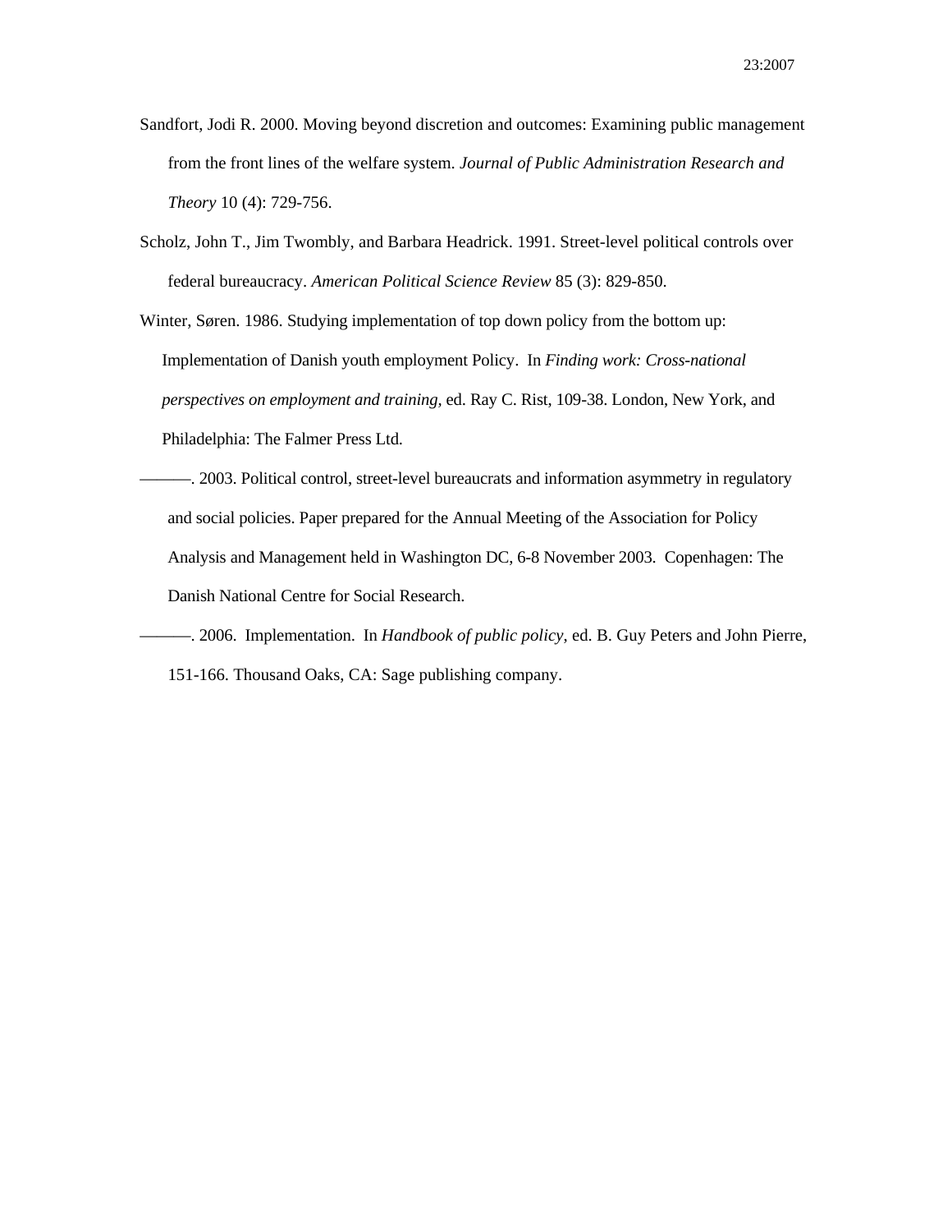Sandfort, Jodi R. 2000. Moving beyond discretion and outcomes: Examining public management from the front lines of the welfare system. *Journal of Public Administration Research and Theory* 10 (4): 729-756.

Scholz, John T., Jim Twombly, and Barbara Headrick. 1991. Street-level political controls over federal bureaucracy. *American Political Science Review* 85 (3): 829-850.

Winter, Søren. 1986. Studying implementation of top down policy from the bottom up: Implementation of Danish youth employment Policy. In *Finding work: Cross-national perspectives on employment and training*, ed. Ray C. Rist, 109-38. London, New York, and Philadelphia: The Falmer Press Ltd.

———. 2003. Political control, street-level bureaucrats and information asymmetry in regulatory and social policies. Paper prepared for the Annual Meeting of the Association for Policy Analysis and Management held in Washington DC, 6-8 November 2003. Copenhagen: The Danish National Centre for Social Research.

———. 2006. Implementation. In *Handbook of public policy*, ed. B. Guy Peters and John Pierre, 151-166. Thousand Oaks, CA: Sage publishing company.